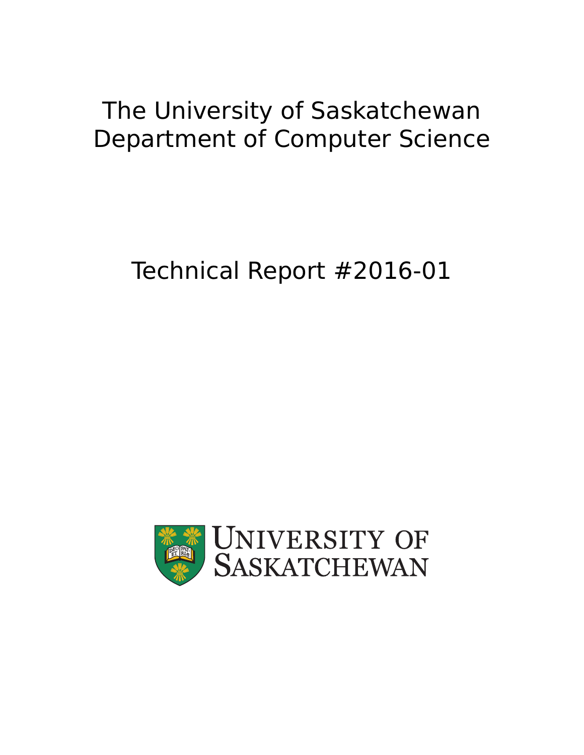# The University of Saskatchewan
# Department of Computer Science

## Technical Report #2016-01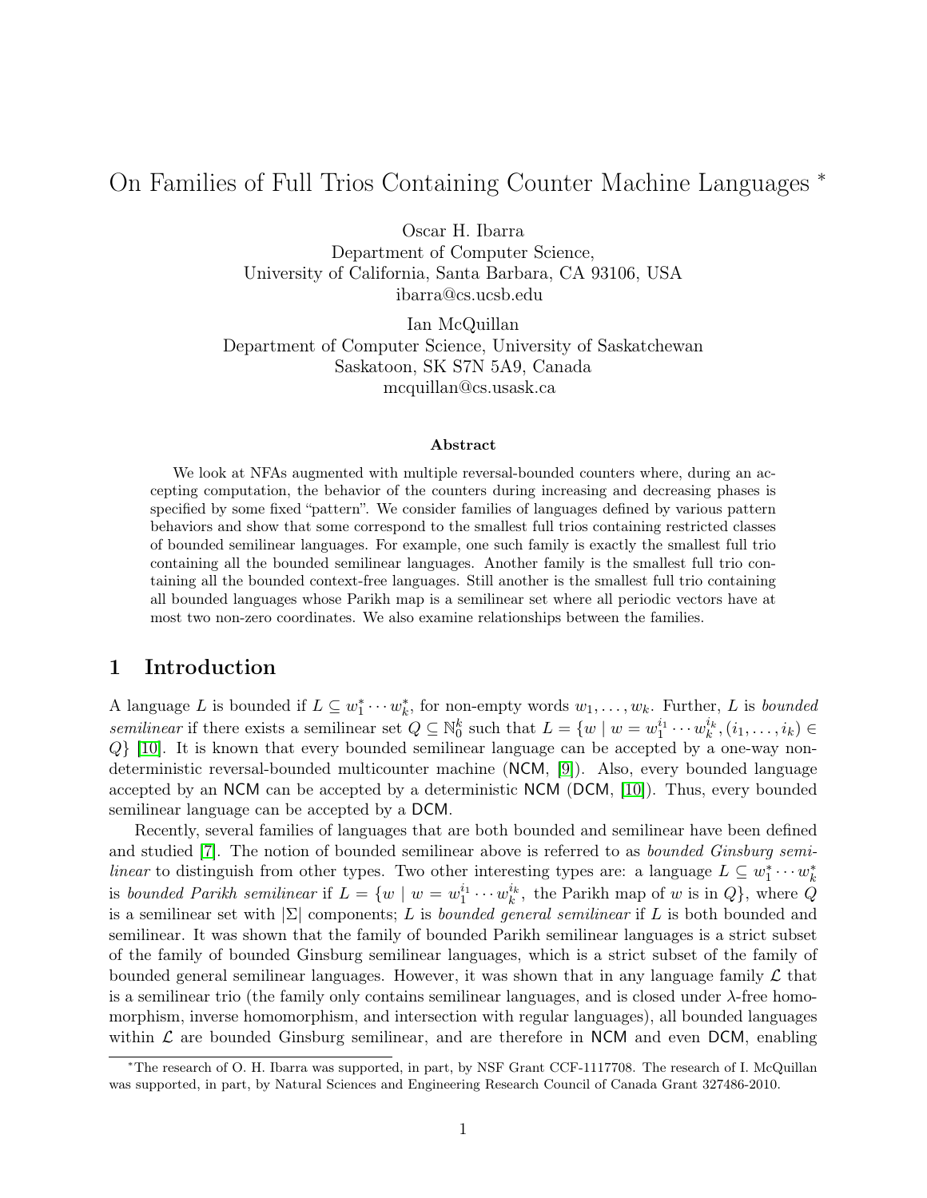# On Families of Full Trios Containing Counter Machine Languages *

Oscar H. Ibarra
Department of Computer Science,
University of California, Santa Barbara, CA 93106, USA
ibarra@cs.ucsb.edu

Ian McQuillan
Department of Computer Science, University of Saskatchewan
Saskatoon, SK S7N 5A9, Canada
mcquillan@cs.usask.ca

### Abstract

We look at NFAs augmented with multiple reversal-bounded counters where, during an accepting computation, the behavior of the counters during increasing and decreasing phases is specified by some fixed "pattern". We consider families of languages defined by various pattern behaviors and show that some correspond to the smallest full trios containing restricted classes of bounded semilinear languages. For example, one such family is exactly the smallest full trio containing all the bounded semilinear languages. Another family is the smallest full trio containing all the bounded context-free languages. Still another is the smallest full trio containing all bounded languages whose Parikh map is a semilinear set where all periodic vectors have at most two non-zero coordinates. We also examine relationships between the families.

## 1 Introduction

A language $L$ is bounded if $L \subseteq w_1^* \cdots w_k^*$, for non-empty words $w_1, \ldots, w_k$. Further, $L$ is *bounded semilinear* if there exists a semilinear set $Q \subseteq \mathbb{N}_0^k$ such that $L = \{w \mid w = w_1^{i_1} \cdots w_k^{i_k}, (i_1, \ldots, i_k) \in Q\}$ [10]. It is known that every bounded semilinear language can be accepted by a one-way nondeterministic reversal-bounded multicounter machine (NCM, [9]). Also, every bounded language accepted by an NCM can be accepted by a deterministic NCM (DCM, [10]). Thus, every bounded semilinear language can be accepted by a DCM.

Recently, several families of languages that are both bounded and semilinear have been defined and studied [7]. The notion of bounded semilinear above is referred to as *bounded Ginsburg semilinear* to distinguish from other types. Two other interesting types are: a language $L \subseteq w_1^* \cdots w_k^*$ is *bounded Parikh semilinear* if $L = \{w \mid w = w_1^{i_1} \cdots w_k^{i_k}$, the Parikh map of $w$ is in $Q\}$, where $Q$ is a semilinear set with $|\Sigma|$ components; $L$ is *bounded general semilinear* if $L$ is both bounded and semilinear. It was shown that the family of bounded Parikh semilinear languages is a strict subset of the family of bounded Ginsburg semilinear languages, which is a strict subset of the family of bounded general semilinear languages. However, it was shown that in any language family $\mathcal{L}$ that is a semilinear trio (the family only contains semilinear languages, and is closed under $\lambda$-free homomorphism, inverse homomorphism, and intersection with regular languages), all bounded languages within $\mathcal{L}$ are bounded Ginsburg semilinear, and are therefore in NCM and even DCM, enabling

*The research of O. H. Ibarra was supported, in part, by NSF Grant CCF-1117708. The research of I. McQuillan was supported, in part, by Natural Sciences and Engineering Research Council of Canada Grant 327486-2010.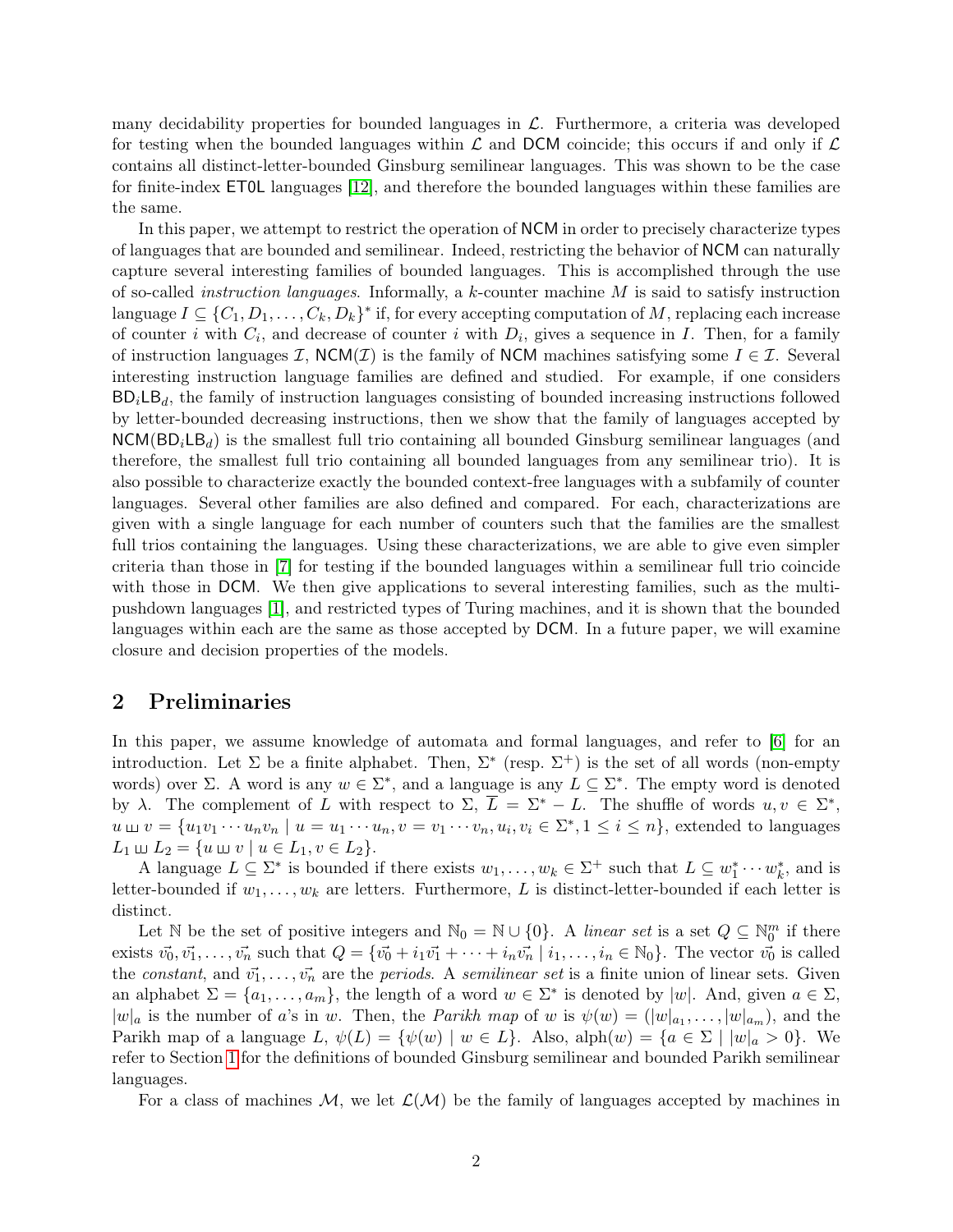many decidability properties for bounded languages in $\mathcal{L}$. Furthermore, a criteria was developed for testing when the bounded languages within $\mathcal{L}$ and $\mathsf{DCM}$ coincide; this occurs if and only if $\mathcal{L}$ contains all distinct-letter-bounded Ginsburg semilinear languages. This was shown to be the case for finite-index $\mathsf{ET0L}$ languages [12], and therefore the bounded languages within these families are the same.

In this paper, we attempt to restrict the operation of $\mathsf{NCM}$ in order to precisely characterize types of languages that are bounded and semilinear. Indeed, restricting the behavior of $\mathsf{NCM}$ can naturally capture several interesting families of bounded languages. This is accomplished through the use of so-called *instruction languages*. Informally, a $k$-counter machine $M$ is said to satisfy instruction language $I \subseteq \{C_1, D_1, \ldots, C_k, D_k\}^*$ if, for every accepting computation of $M$, replacing each increase of counter $i$ with $C_i$, and decrease of counter $i$ with $D_i$, gives a sequence in $I$. Then, for a family of instruction languages $\mathcal{I}$, $\mathsf{NCM}(\mathcal{I})$ is the family of $\mathsf{NCM}$ machines satisfying some $I \in \mathcal{I}$. Several interesting instruction language families are defined and studied. For example, if one considers $\mathsf{BD}_i\mathsf{LB}_d$, the family of instruction languages consisting of bounded increasing instructions followed by letter-bounded decreasing instructions, then we show that the family of languages accepted by $\mathsf{NCM}(\mathsf{BD}_i\mathsf{LB}_d)$ is the smallest full trio containing all bounded Ginsburg semilinear languages (and therefore, the smallest full trio containing all bounded languages from any semilinear trio). It is also possible to characterize exactly the bounded context-free languages with a subfamily of counter languages. Several other families are also defined and compared. For each, characterizations are given with a single language for each number of counters such that the families are the smallest full trios containing the languages. Using these characterizations, we are able to give even simpler criteria than those in [7] for testing if the bounded languages within a semilinear full trio coincide with those in $\mathsf{DCM}$. We then give applications to several interesting families, such as the multi-pushdown languages [1], and restricted types of Turing machines, and it is shown that the bounded languages within each are the same as those accepted by $\mathsf{DCM}$. In a future paper, we will examine closure and decision properties of the models.

## 2 Preliminaries

In this paper, we assume knowledge of automata and formal languages, and refer to [6] for an introduction. Let $\Sigma$ be a finite alphabet. Then, $\Sigma^*$ (resp. $\Sigma^+$) is the set of all words (non-empty words) over $\Sigma$. A word is any $w \in \Sigma^*$, and a language is any $L \subseteq \Sigma^*$. The empty word is denoted by $\lambda$. The complement of $L$ with respect to $\Sigma$, $\overline{L} = \Sigma^* - L$. The shuffle of words $u, v \in \Sigma^*$, $u \sqcup\!\sqcup v = \{u_1 v_1 \cdots u_n v_n \mid u = u_1 \cdots u_n, v = v_1 \cdots v_n, u_i, v_i \in \Sigma^*, 1 \leq i \leq n\}$, extended to languages $L_1 \sqcup\!\sqcup L_2 = \{u \sqcup\!\sqcup v \mid u \in L_1, v \in L_2\}$.

A language $L \subseteq \Sigma^*$ is bounded if there exists $w_1, \ldots, w_k \in \Sigma^+$ such that $L \subseteq w_1^* \cdots w_k^*$, and is letter-bounded if $w_1, \ldots, w_k$ are letters. Furthermore, $L$ is distinct-letter-bounded if each letter is distinct.

Let $\mathbb{N}$ be the set of positive integers and $\mathbb{N}_0 = \mathbb{N} \cup \{0\}$. A *linear set* is a set $Q \subseteq \mathbb{N}_0^m$ if there exists $\vec{v_0}, \vec{v_1}, \ldots, \vec{v_n}$ such that $Q = \{\vec{v_0} + i_1\vec{v_1} + \cdots + i_n\vec{v_n} \mid i_1, \ldots, i_n \in \mathbb{N}_0\}$. The vector $\vec{v_0}$ is called the *constant*, and $\vec{v_1}, \ldots, \vec{v_n}$ are the *periods*. A *semilinear set* is a finite union of linear sets. Given an alphabet $\Sigma = \{a_1, \ldots, a_m\}$, the length of a word $w \in \Sigma^*$ is denoted by $|w|$. And, given $a \in \Sigma$, $|w|_a$ is the number of $a$'s in $w$. Then, the *Parikh map* of $w$ is $\psi(w) = (|w|_{a_1}, \ldots, |w|_{a_m})$, and the Parikh map of a language $L$, $\psi(L) = \{\psi(w) \mid w \in L\}$. Also, $\text{alph}(w) = \{a \in \Sigma \mid |w|_a > 0\}$. We refer to Section 1 for the definitions of bounded Ginsburg semilinear and bounded Parikh semilinear languages.

For a class of machines $\mathcal{M}$, we let $\mathcal{L}(\mathcal{M})$ be the family of languages accepted by machines in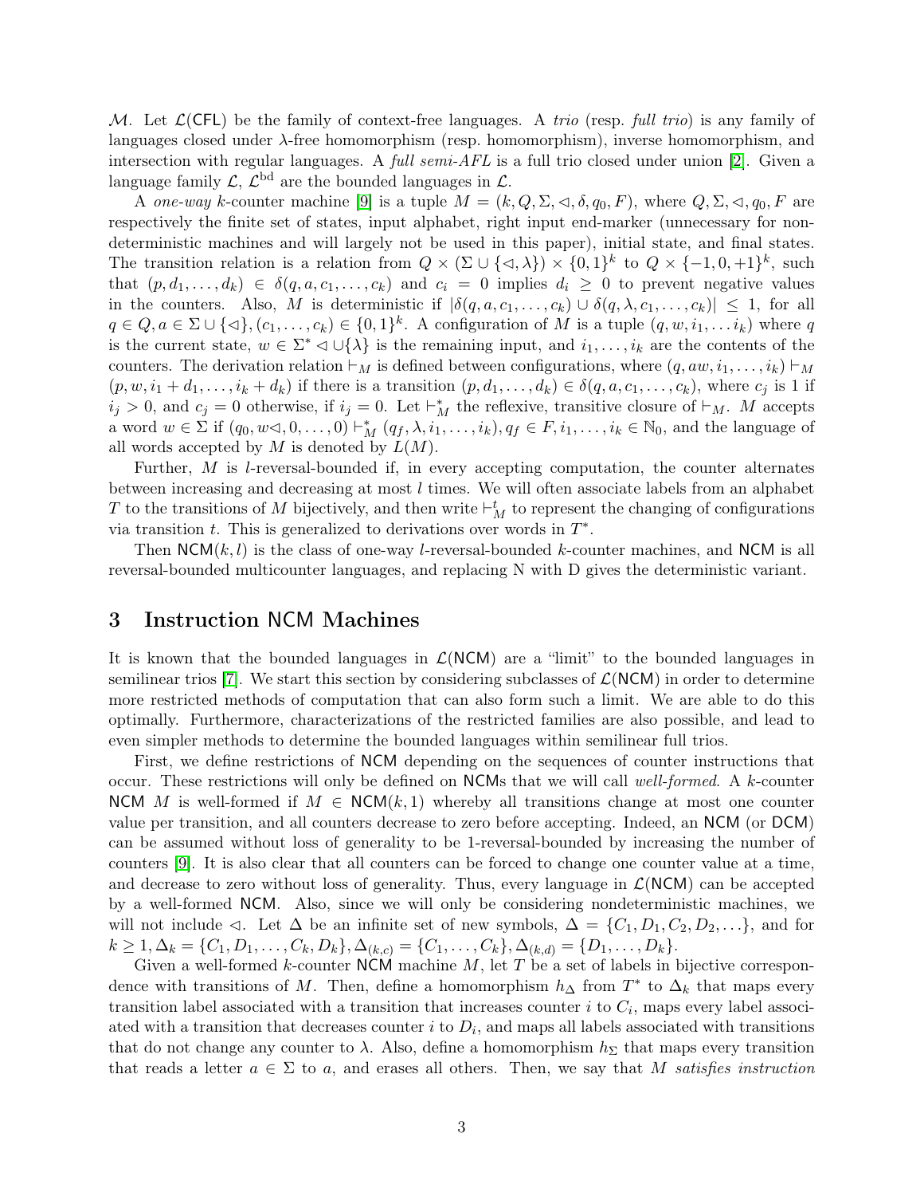$\mathcal{M}$. Let $\mathcal{L}(\mathsf{CFL})$ be the family of context-free languages. A *trio* (resp. *full trio*) is any family of languages closed under $\lambda$-free homomorphism (resp. homomorphism), inverse homomorphism, and intersection with regular languages. A *full semi-AFL* is a full trio closed under union [2]. Given a language family $\mathcal{L}$, $\mathcal{L}^{\text{bd}}$ are the bounded languages in $\mathcal{L}$.

A *one-way* $k$-counter machine [9] is a tuple $M = (k, Q, \Sigma, \lhd, \delta, q_0, F)$, where $Q, \Sigma, \lhd, q_0, F$ are respectively the finite set of states, input alphabet, right input end-marker (unnecessary for nondeterministic machines and will largely not be used in this paper), initial state, and final states. The transition relation is a relation from $Q \times (\Sigma \cup \{\lhd, \lambda\}) \times \{0,1\}^k$ to $Q \times \{-1, 0, +1\}^k$, such that $(p, d_1, \ldots, d_k) \in \delta(q, a, c_1, \ldots, c_k)$ and $c_i = 0$ implies $d_i \geq 0$ to prevent negative values in the counters. Also, $M$ is deterministic if $|\delta(q, a, c_1, \ldots, c_k) \cup \delta(q, \lambda, c_1, \ldots, c_k)| \leq 1$, for all $q \in Q, a \in \Sigma \cup \{\lhd\}, (c_1, \ldots, c_k) \in \{0,1\}^k$. A configuration of $M$ is a tuple $(q, w, i_1, \ldots i_k)$ where $q$ is the current state, $w \in \Sigma^* \lhd \cup \{\lambda\}$ is the remaining input, and $i_1, \ldots, i_k$ are the contents of the counters. The derivation relation $\vdash_M$ is defined between configurations, where $(q, aw, i_1, \ldots, i_k) \vdash_M (p, w, i_1 + d_1, \ldots, i_k + d_k)$ if there is a transition $(p, d_1, \ldots, d_k) \in \delta(q, a, c_1, \ldots, c_k)$, where $c_j$ is 1 if $i_j > 0$, and $c_j = 0$ otherwise, if $i_j = 0$. Let $\vdash_M^*$ the reflexive, transitive closure of $\vdash_M$. $M$ accepts a word $w \in \Sigma$ if $(q_0, w\lhd, 0, \ldots, 0) \vdash_M^* (q_f, \lambda, i_1, \ldots, i_k), q_f \in F, i_1, \ldots, i_k \in \mathbb{N}_0$, and the language of all words accepted by $M$ is denoted by $L(M)$.

Further, $M$ is $l$-reversal-bounded if, in every accepting computation, the counter alternates between increasing and decreasing at most $l$ times. We will often associate labels from an alphabet $T$ to the transitions of $M$ bijectively, and then write $\vdash_M^t$ to represent the changing of configurations via transition $t$. This is generalized to derivations over words in $T^*$.

Then $\mathsf{NCM}(k, l)$ is the class of one-way $l$-reversal-bounded $k$-counter machines, and $\mathsf{NCM}$ is all reversal-bounded multicounter languages, and replacing N with D gives the deterministic variant.

## 3 Instruction NCM Machines

It is known that the bounded languages in $\mathcal{L}(\mathsf{NCM})$ are a "limit" to the bounded languages in semilinear trios [7]. We start this section by considering subclasses of $\mathcal{L}(\mathsf{NCM})$ in order to determine more restricted methods of computation that can also form such a limit. We are able to do this optimally. Furthermore, characterizations of the restricted families are also possible, and lead to even simpler methods to determine the bounded languages within semilinear full trios.

First, we define restrictions of $\mathsf{NCM}$ depending on the sequences of counter instructions that occur. These restrictions will only be defined on $\mathsf{NCM}$s that we will call *well-formed*. A $k$-counter $\mathsf{NCM}$ $M$ is well-formed if $M \in \mathsf{NCM}(k, 1)$ whereby all transitions change at most one counter value per transition, and all counters decrease to zero before accepting. Indeed, an $\mathsf{NCM}$ (or $\mathsf{DCM}$) can be assumed without loss of generality to be 1-reversal-bounded by increasing the number of counters [9]. It is also clear that all counters can be forced to change one counter value at a time, and decrease to zero without loss of generality. Thus, every language in $\mathcal{L}(\mathsf{NCM})$ can be accepted by a well-formed $\mathsf{NCM}$. Also, since we will only be considering nondeterministic machines, we will not include $\lhd$. Let $\Delta$ be an infinite set of new symbols, $\Delta = \{C_1, D_1, C_2, D_2, \ldots\}$, and for $k \geq 1, \Delta_k = \{C_1, D_1, \ldots, C_k, D_k\}, \Delta_{(k,c)} = \{C_1, \ldots, C_k\}, \Delta_{(k,d)} = \{D_1, \ldots, D_k\}$.

Given a well-formed $k$-counter $\mathsf{NCM}$ machine $M$, let $T$ be a set of labels in bijective correspondence with transitions of $M$. Then, define a homomorphism $h_\Delta$ from $T^*$ to $\Delta_k$ that maps every transition label associated with a transition that increases counter $i$ to $C_i$, maps every label associated with a transition that decreases counter $i$ to $D_i$, and maps all labels associated with transitions that do not change any counter to $\lambda$. Also, define a homomorphism $h_\Sigma$ that maps every transition that reads a letter $a \in \Sigma$ to $a$, and erases all others. Then, we say that $M$ *satisfies instruction*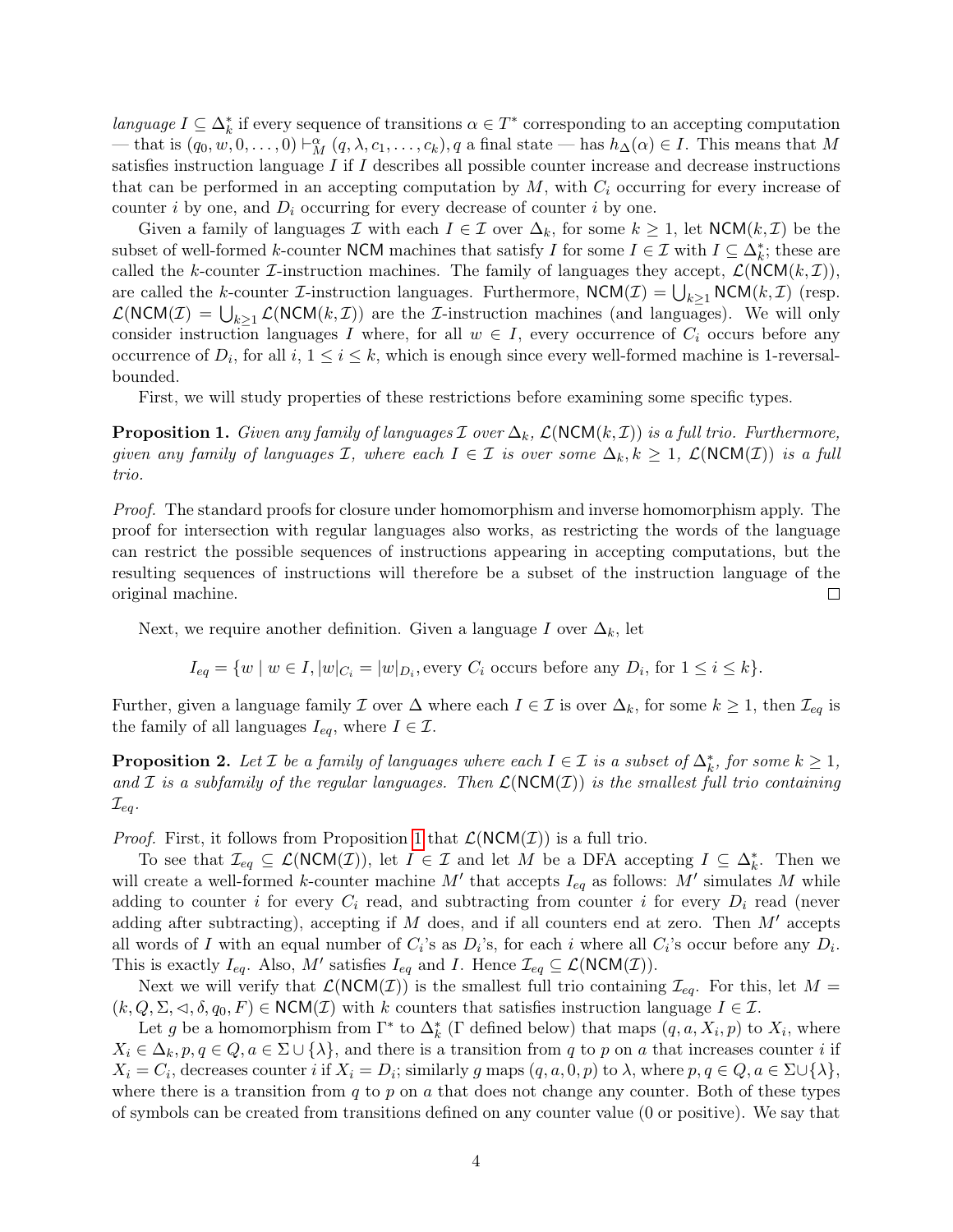*language* $I \subseteq \Delta_k^*$ if every sequence of transitions $\alpha \in T^*$ corresponding to an accepting computation — that is $(q_0, w, 0, \ldots, 0) \vdash_M^{\alpha} (q, \lambda, c_1, \ldots, c_k), q$ a final state — has $h_\Delta(\alpha) \in I$. This means that $M$ satisfies instruction language $I$ if $I$ describes all possible counter increase and decrease instructions that can be performed in an accepting computation by $M$, with $C_i$ occurring for every increase of counter $i$ by one, and $D_i$ occurring for every decrease of counter $i$ by one.

Given a family of languages $\mathcal{I}$ with each $I \in \mathcal{I}$ over $\Delta_k$, for some $k \geq 1$, let $\mathsf{NCM}(k, \mathcal{I})$ be the subset of well-formed $k$-counter $\mathsf{NCM}$ machines that satisfy $I$ for some $I \in \mathcal{I}$ with $I \subseteq \Delta_k^*$; these are called the $k$-counter $\mathcal{I}$-instruction machines. The family of languages they accept, $\mathcal{L}(\mathsf{NCM}(k, \mathcal{I}))$, are called the $k$-counter $\mathcal{I}$-instruction languages. Furthermore, $\mathsf{NCM}(\mathcal{I}) = \bigcup_{k \geq 1} \mathsf{NCM}(k, \mathcal{I})$ (resp. $\mathcal{L}(\mathsf{NCM}(\mathcal{I}) = \bigcup_{k \geq 1} \mathcal{L}(\mathsf{NCM}(k, \mathcal{I}))$ are the $\mathcal{I}$-instruction machines (and languages). We will only consider instruction languages $I$ where, for all $w \in I$, every occurrence of $C_i$ occurs before any occurrence of $D_i$, for all $i$, $1 \leq i \leq k$, which is enough since every well-formed machine is 1-reversal-bounded.

First, we will study properties of these restrictions before examining some specific types.

**Proposition 1.** *Given any family of languages $\mathcal{I}$ over $\Delta_k$, $\mathcal{L}(\mathsf{NCM}(k, \mathcal{I}))$ is a full trio. Furthermore, given any family of languages $\mathcal{I}$, where each $I \in \mathcal{I}$ is over some $\Delta_k, k \geq 1$, $\mathcal{L}(\mathsf{NCM}(\mathcal{I}))$ is a full trio.*

*Proof.* The standard proofs for closure under homomorphism and inverse homomorphism apply. The proof for intersection with regular languages also works, as restricting the words of the language can restrict the possible sequences of instructions appearing in accepting computations, but the resulting sequences of instructions will therefore be a subset of the instruction language of the original machine. ◻

Next, we require another definition. Given a language $I$ over $\Delta_k$, let

$$I_{eq} = \{w \mid w \in I, |w|_{C_i} = |w|_{D_i}, \text{every } C_i \text{ occurs before any } D_i, \text{ for } 1 \leq i \leq k\}.$$

Further, given a language family $\mathcal{I}$ over $\Delta$ where each $I \in \mathcal{I}$ is over $\Delta_k$, for some $k \geq 1$, then $\mathcal{I}_{eq}$ is the family of all languages $I_{eq}$, where $I \in \mathcal{I}$.

**Proposition 2.** *Let $\mathcal{I}$ be a family of languages where each $I \in \mathcal{I}$ is a subset of $\Delta_k^*$, for some $k \geq 1$, and $\mathcal{I}$ is a subfamily of the regular languages. Then $\mathcal{L}(\mathsf{NCM}(\mathcal{I}))$ is the smallest full trio containing $\mathcal{I}_{eq}$.*

*Proof.* First, it follows from Proposition 1 that $\mathcal{L}(\mathsf{NCM}(\mathcal{I}))$ is a full trio.

To see that $\mathcal{I}_{eq} \subseteq \mathcal{L}(\mathsf{NCM}(\mathcal{I}))$, let $I \in \mathcal{I}$ and let $M$ be a DFA accepting $I \subseteq \Delta_k^*$. Then we will create a well-formed $k$-counter machine $M'$ that accepts $I_{eq}$ as follows: $M'$ simulates $M$ while adding to counter $i$ for every $C_i$ read, and subtracting from counter $i$ for every $D_i$ read (never adding after subtracting), accepting if $M$ does, and if all counters end at zero. Then $M'$ accepts all words of $I$ with an equal number of $C_i$'s as $D_i$'s, for each $i$ where all $C_i$'s occur before any $D_i$. This is exactly $I_{eq}$. Also, $M'$ satisfies $I_{eq}$ and $I$. Hence $\mathcal{I}_{eq} \subseteq \mathcal{L}(\mathsf{NCM}(\mathcal{I}))$.

Next we will verify that $\mathcal{L}(\mathsf{NCM}(\mathcal{I}))$ is the smallest full trio containing $\mathcal{I}_{eq}$. For this, let $M = (k, Q, \Sigma, \lhd, \delta, q_0, F) \in \mathsf{NCM}(\mathcal{I})$ with $k$ counters that satisfies instruction language $I \in \mathcal{I}$.

Let $g$ be a homomorphism from $\Gamma^*$ to $\Delta_k^*$ ($\Gamma$ defined below) that maps $(q, a, X_i, p)$ to $X_i$, where $X_i \in \Delta_k, p, q \in Q, a \in \Sigma \cup \{\lambda\}$, and there is a transition from $q$ to $p$ on $a$ that increases counter $i$ if $X_i = C_i$, decreases counter $i$ if $X_i = D_i$; similarly $g$ maps $(q, a, 0, p)$ to $\lambda$, where $p, q \in Q, a \in \Sigma \cup \{\lambda\}$, where there is a transition from $q$ to $p$ on $a$ that does not change any counter. Both of these types of symbols can be created from transitions defined on any counter value (0 or positive). We say that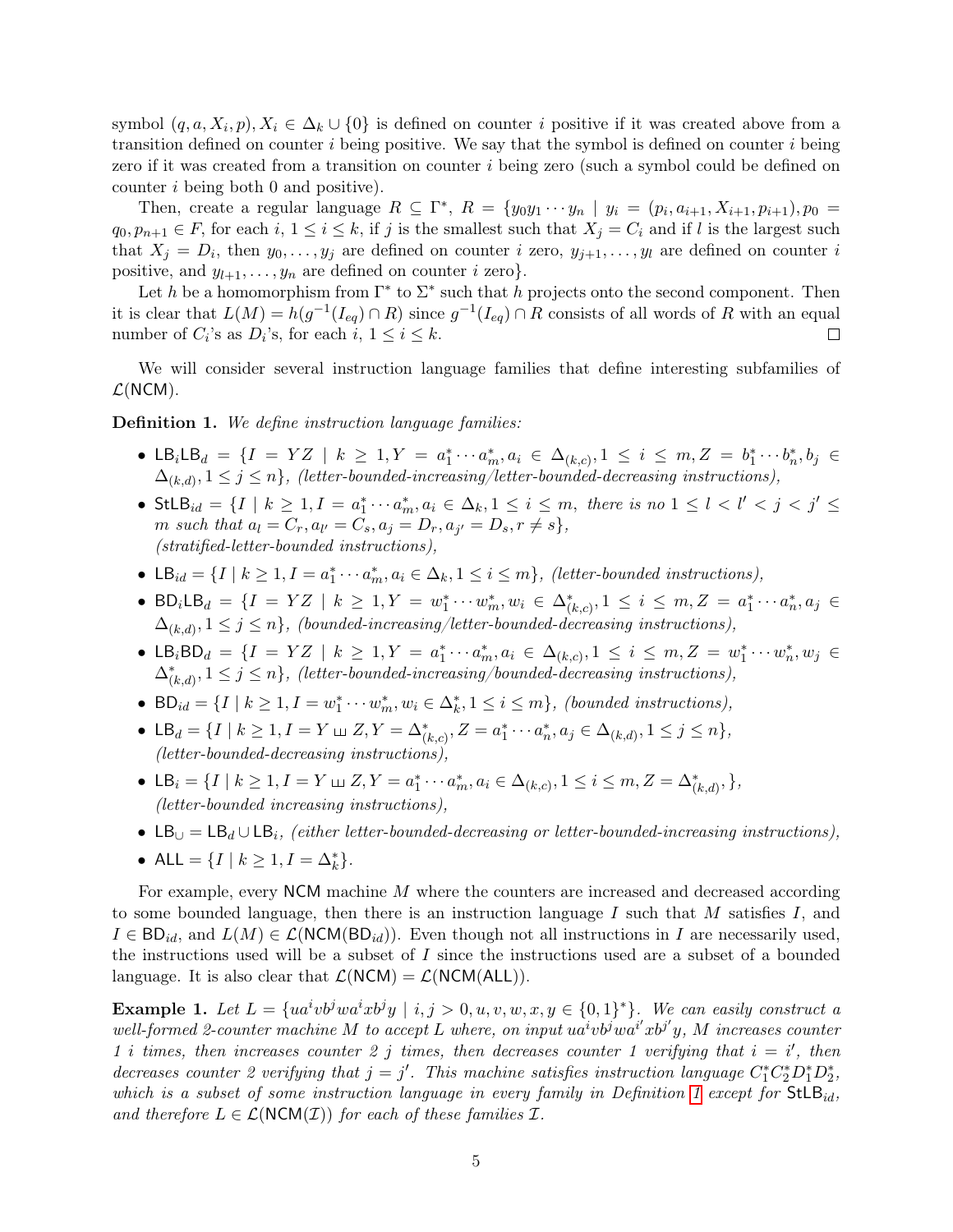symbol $(q, a, X_i, p), X_i \in \Delta_k \cup \{0\}$ is defined on counter $i$ positive if it was created above from a transition defined on counter $i$ being positive. We say that the symbol is defined on counter $i$ being zero if it was created from a transition on counter $i$ being zero (such a symbol could be defined on counter $i$ being both 0 and positive).

Then, create a regular language $R \subseteq \Gamma^*$, $R = \{y_0 y_1 \cdots y_n \mid y_i = (p_i, a_{i+1}, X_{i+1}, p_{i+1}), p_0 = q_0, p_{n+1} \in F$, for each $i$, $1 \leq i \leq k$, if $j$ is the smallest such that $X_j = C_i$ and if $l$ is the largest such that $X_j = D_i$, then $y_0, \ldots, y_j$ are defined on counter $i$ zero, $y_{j+1}, \ldots, y_l$ are defined on counter $i$ positive, and $y_{l+1}, \ldots, y_n$ are defined on counter $i$ zero$\}$.

Let $h$ be a homomorphism from $\Gamma^*$ to $\Sigma^*$ such that $h$ projects onto the second component. Then it is clear that $L(M) = h(g^{-1}(I_{eq}) \cap R)$ since $g^{-1}(I_{eq}) \cap R$ consists of all words of $R$ with an equal number of $C_i$'s as $D_i$'s, for each $i$, $1 \leq i \leq k$. ◻

We will consider several instruction language families that define interesting subfamilies of $\mathcal{L}(\mathsf{NCM})$.

**Definition 1.** *We define instruction language families:*

- $\mathsf{LB}_i\mathsf{LB}_d = \{I = YZ \mid k \geq 1, Y = a_1^* \cdots a_m^*, a_i \in \Delta_{(k,c)}, 1 \leq i \leq m, Z = b_1^* \cdots b_n^*, b_j \in \Delta_{(k,d)}, 1 \leq j \leq n\}$, *(letter-bounded-increasing/letter-bounded-decreasing instructions),*
- $\mathsf{StLB}_{id} = \{I \mid k \geq 1, I = a_1^* \cdots a_m^*, a_i \in \Delta_k, 1 \leq i \leq m$, *there is no* $1 \leq l < l' < j < j' \leq m$ *such that* $a_l = C_r, a_{l'} = C_s, a_j = D_r, a_{j'} = D_s, r \neq s\}$, *(stratified-letter-bounded instructions),*
- $\mathsf{LB}_{id} = \{I \mid k \geq 1, I = a_1^* \cdots a_m^*, a_i \in \Delta_k, 1 \leq i \leq m\}$, *(letter-bounded instructions),*
- $\mathsf{BD}_i\mathsf{LB}_d = \{I = YZ \mid k \geq 1, Y = w_1^* \cdots w_m^*, w_i \in \Delta_{(k,c)}^*, 1 \leq i \leq m, Z = a_1^* \cdots a_n^*, a_j \in \Delta_{(k,d)}, 1 \leq j \leq n\}$, *(bounded-increasing/letter-bounded-decreasing instructions),*
- $\mathsf{LB}_i\mathsf{BD}_d = \{I = YZ \mid k \geq 1, Y = a_1^* \cdots a_m^*, a_i \in \Delta_{(k,c)}, 1 \leq i \leq m, Z = w_1^* \cdots w_n^*, w_j \in \Delta_{(k,d)}^*, 1 \leq j \leq n\}$, *(letter-bounded-increasing/bounded-decreasing instructions),*
- $\mathsf{BD}_{id} = \{I \mid k \geq 1, I = w_1^* \cdots w_m^*, w_i \in \Delta_k^*, 1 \leq i \leq m\}$, *(bounded instructions),*
- $\mathsf{LB}_d = \{I \mid k \geq 1, I = Y \sqcup\!\sqcup Z, Y = \Delta_{(k,c)}^*, Z = a_1^* \cdots a_n^*, a_j \in \Delta_{(k,d)}, 1 \leq j \leq n\}$, *(letter-bounded-decreasing instructions),*
- $\mathsf{LB}_i = \{I \mid k \geq 1, I = Y \sqcup\!\sqcup Z, Y = a_1^* \cdots a_m^*, a_i \in \Delta_{(k,c)}, 1 \leq i \leq m, Z = \Delta_{(k,d)}^*, \}$, *(letter-bounded increasing instructions),*
- $\mathsf{LB}_\cup = \mathsf{LB}_d \cup \mathsf{LB}_i$, *(either letter-bounded-decreasing or letter-bounded-increasing instructions),*
- $\mathsf{ALL} = \{I \mid k \geq 1, I = \Delta_k^*\}$.

For example, every $\mathsf{NCM}$ machine $M$ where the counters are increased and decreased according to some bounded language, then there is an instruction language $I$ such that $M$ satisfies $I$, and $I \in \mathsf{BD}_{id}$, and $L(M) \in \mathcal{L}(\mathsf{NCM}(\mathsf{BD}_{id}))$. Even though not all instructions in $I$ are necessarily used, the instructions used will be a subset of $I$ since the instructions used are a subset of a bounded language. It is also clear that $\mathcal{L}(\mathsf{NCM}) = \mathcal{L}(\mathsf{NCM}(\mathsf{ALL}))$.

**Example 1.** *Let* $L = \{ua^i v b^j w a^i x b^j y \mid i, j > 0, u, v, w, x, y \in \{0,1\}^*\}$. *We can easily construct a well-formed 2-counter machine* $M$ *to accept* $L$ *where, on input* $ua^i v b^j w a^{i'} x b^{j'} y$, $M$ *increases counter 1* $i$ *times, then increases counter 2* $j$ *times, then decreases counter 1 verifying that* $i = i'$, *then decreases counter 2 verifying that* $j = j'$. *This machine satisfies instruction language* $C_1^* C_2^* D_1^* D_2^*$, *which is a subset of some instruction language in every family in Definition 1 except for* $\mathsf{StLB}_{id}$, *and therefore* $L \in \mathcal{L}(\mathsf{NCM}(\mathcal{I}))$ *for each of these families* $\mathcal{I}$.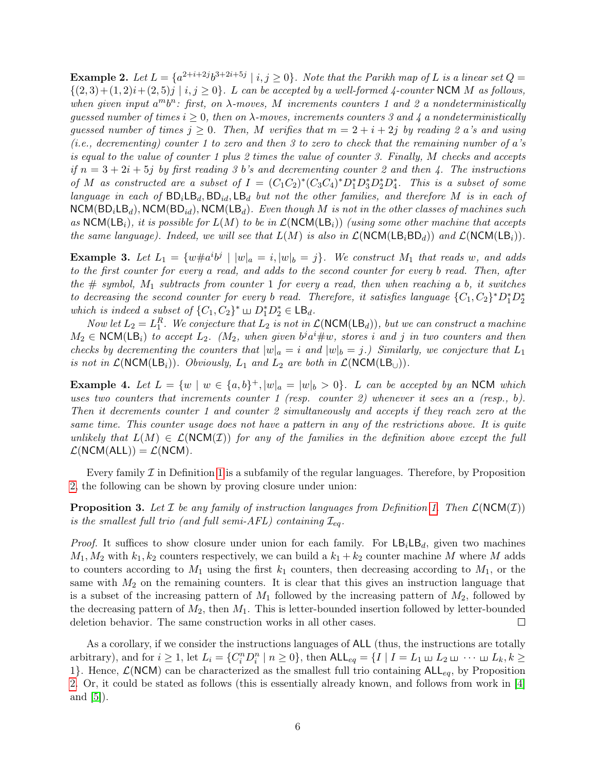**Example 2.** *Let $L = \{a^{2+i+2j}b^{3+2i+5j} \mid i, j \geq 0\}$. Note that the Parikh map of $L$ is a linear set $Q = \{(2,3)+(1,2)i+(2,5)j \mid i, j \geq 0\}$. $L$ can be accepted by a well-formed 4-counter $\mathsf{NCM}$ $M$ as follows, when given input $a^m b^n$: first, on $\lambda$-moves, $M$ increments counters 1 and 2 a nondeterministically guessed number of times $i \geq 0$, then on $\lambda$-moves, increments counters 3 and 4 a nondeterministically guessed number of times $j \geq 0$. Then, $M$ verifies that $m = 2+i+2j$ by reading 2 $a$'s and using (i.e., decrementing) counter 1 to zero and then 3 to zero to check that the remaining number of $a$'s is equal to the value of counter 1 plus 2 times the value of counter 3. Finally, $M$ checks and accepts if $n = 3+2i+5j$ by first reading 3 $b$'s and decrementing counter 2 and then 4. The instructions of $M$ as constructed are a subset of $I = (C_1C_2)^*(C_3C_4)^*D_1^*D_3^*D_2^*D_4^*$. This is a subset of some language in each of $\mathsf{BD}_i\mathsf{LB}_d, \mathsf{BD}_{id}, \mathsf{LB}_d$ but not the other families, and therefore $M$ is in each of $\mathsf{NCM}(\mathsf{BD}_i\mathsf{LB}_d), \mathsf{NCM}(\mathsf{BD}_{id}), \mathsf{NCM}(\mathsf{LB}_d)$. Even though $M$ is not in the other classes of machines such as $\mathsf{NCM}(\mathsf{LB}_i)$, it is possible for $L(M)$ to be in $\mathcal{L}(\mathsf{NCM}(\mathsf{LB}_i))$ (using some other machine that accepts the same language). Indeed, we will see that $L(M)$ is also in $\mathcal{L}(\mathsf{NCM}(\mathsf{LB}_i\mathsf{BD}_d))$ and $\mathcal{L}(\mathsf{NCM}(\mathsf{LB}_i))$.*

**Example 3.** *Let $L_1 = \{w\#a^ib^j \mid |w|_a = i, |w|_b = j\}$. We construct $M_1$ that reads $w$, and adds to the first counter for every $a$ read, and adds to the second counter for every $b$ read. Then, after the $\#$ symbol, $M_1$ subtracts from counter 1 for every $a$ read, then when reaching a $b$, it switches to decreasing the second counter for every $b$ read. Therefore, it satisfies language $\{C_1, C_2\}^*D_1^*D_2^*$ which is indeed a subset of $\{C_1, C_2\}^* \sqcup\!\sqcup\, D_1^*D_2^* \in \mathsf{LB}_d$.*

*Now let $L_2 = L_1^R$. We conjecture that $L_2$ is not in $\mathcal{L}(\mathsf{NCM}(\mathsf{LB}_d))$, but we can construct a machine $M_2 \in \mathsf{NCM}(\mathsf{LB}_i)$ to accept $L_2$. ($M_2$, when given $b^ja^i\#w$, stores $i$ and $j$ in two counters and then checks by decrementing the counters that $|w|_a = i$ and $|w|_b = j$.) Similarly, we conjecture that $L_1$ is not in $\mathcal{L}(\mathsf{NCM}(\mathsf{LB}_i))$. Obviously, $L_1$ and $L_2$ are both in $\mathcal{L}(\mathsf{NCM}(\mathsf{LB}_\cup))$.*

**Example 4.** *Let $L = \{w \mid w \in \{a,b\}^+, |w|_a = |w|_b > 0\}$. $L$ can be accepted by an $\mathsf{NCM}$ which uses two counters that increments counter 1 (resp. counter 2) whenever it sees an $a$ (resp., $b$). Then it decrements counter 1 and counter 2 simultaneously and accepts if they reach zero at the same time. This counter usage does not have a pattern in any of the restrictions above. It is quite unlikely that $L(M) \in \mathcal{L}(\mathsf{NCM}(\mathcal{I}))$ for any of the families in the definition above except the full $\mathcal{L}(\mathsf{NCM}(\mathsf{ALL})) = \mathcal{L}(\mathsf{NCM})$.*

Every family $\mathcal{I}$ in Definition 1 is a subfamily of the regular languages. Therefore, by Proposition 2, the following can be shown by proving closure under union:

**Proposition 3.** *Let $\mathcal{I}$ be any family of instruction languages from Definition 1. Then $\mathcal{L}(\mathsf{NCM}(\mathcal{I}))$ is the smallest full trio (and full semi-AFL) containing $\mathcal{I}_{eq}$.*

*Proof.* It suffices to show closure under union for each family. For $\mathsf{LB}_i\mathsf{LB}_d$, given two machines $M_1, M_2$ with $k_1, k_2$ counters respectively, we can build a $k_1 + k_2$ counter machine $M$ where $M$ adds to counters according to $M_1$ using the first $k_1$ counters, then decreasing according to $M_1$, or the same with $M_2$ on the remaining counters. It is clear that this gives an instruction language that is a subset of the increasing pattern of $M_1$ followed by the increasing pattern of $M_2$, followed by the decreasing pattern of $M_2$, then $M_1$. This is letter-bounded insertion followed by letter-bounded deletion behavior. The same construction works in all other cases. ◻

As a corollary, if we consider the instructions languages of $\mathsf{ALL}$ (thus, the instructions are totally arbitrary), and for $i \geq 1$, let $L_i = \{C_i^n D_i^n \mid n \geq 0\}$, then $\mathsf{ALL}_{eq} = \{I \mid I = L_1 \sqcup\!\sqcup\, L_2 \sqcup\!\sqcup \cdots \sqcup\!\sqcup\, L_k, k \geq 1\}$. Hence, $\mathcal{L}(\mathsf{NCM})$ can be characterized as the smallest full trio containing $\mathsf{ALL}_{eq}$, by Proposition 2. Or, it could be stated as follows (this is essentially already known, and follows from work in [4] and [5]).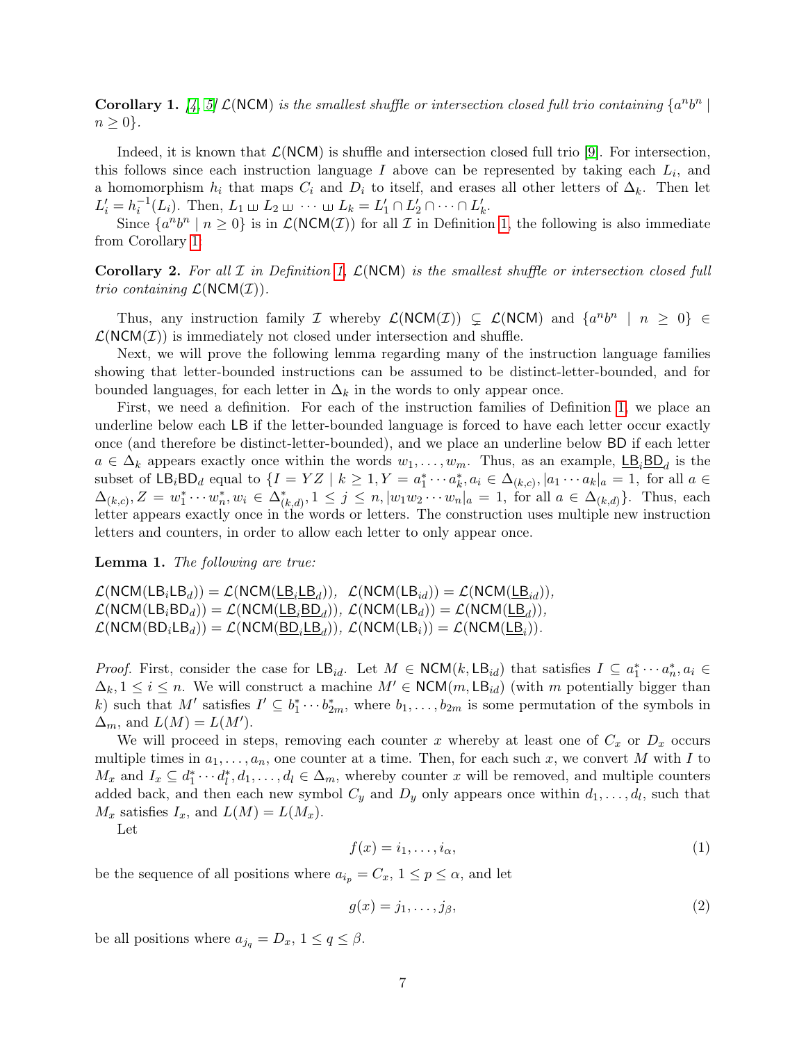**Corollary 1.** [4, 5] *$\mathcal{L}(\mathsf{NCM})$ is the smallest shuffle or intersection closed full trio containing $\{a^n b^n \mid n \geq 0\}$.*

Indeed, it is known that $\mathcal{L}(\mathsf{NCM})$ is shuffle and intersection closed full trio [9]. For intersection, this follows since each instruction language $I$ above can be represented by taking each $L_i$, and a homomorphism $h_i$ that maps $C_i$ and $D_i$ to itself, and erases all other letters of $\Delta_k$. Then let $L_i' = h_i^{-1}(L_i)$. Then, $L_1 \sqcup\!\sqcup\, L_2 \sqcup\!\sqcup \cdots \sqcup\!\sqcup\, L_k = L_1' \cap L_2' \cap \cdots \cap L_k'$.

Since $\{a^n b^n \mid n \geq 0\}$ is in $\mathcal{L}(\mathsf{NCM}(\mathcal{I}))$ for all $\mathcal{I}$ in Definition 1, the following is also immediate from Corollary 1.

**Corollary 2.** *For all $\mathcal{I}$ in Definition 1, $\mathcal{L}(\mathsf{NCM})$ is the smallest shuffle or intersection closed full trio containing $\mathcal{L}(\mathsf{NCM}(\mathcal{I}))$.*

Thus, any instruction family $\mathcal{I}$ whereby $\mathcal{L}(\mathsf{NCM}(\mathcal{I})) \subsetneq \mathcal{L}(\mathsf{NCM})$ and $\{a^n b^n \mid n \geq 0\} \in \mathcal{L}(\mathsf{NCM}(\mathcal{I}))$ is immediately not closed under intersection and shuffle.

Next, we will prove the following lemma regarding many of the instruction language families showing that letter-bounded instructions can be assumed to be distinct-letter-bounded, and for bounded languages, for each letter in $\Delta_k$ in the words to only appear once.

First, we need a definition. For each of the instruction families of Definition 1, we place an underline below each $\mathsf{LB}$ if the letter-bounded language is forced to have each letter occur exactly once (and therefore be distinct-letter-bounded), and we place an underline below $\mathsf{BD}$ if each letter $a \in \Delta_k$ appears exactly once within the words $w_1, \ldots, w_m$. Thus, as an example, $\underline{\mathsf{LB}}_i\underline{\mathsf{BD}}_d$ is the subset of $\mathsf{LB}_i\mathsf{BD}_d$ equal to $\{I = YZ \mid k \geq 1, Y = a_1^* \cdots a_k^*, a_i \in \Delta_{(k,c)}, |a_1 \cdots a_k|_a = 1, \text{ for all } a \in \Delta_{(k,c)}, Z = w_1^* \cdots w_n^*, w_i \in \Delta_{(k,d)}^*, 1 \leq j \leq n, |w_1 w_2 \cdots w_n|_a = 1, \text{ for all } a \in \Delta_{(k,d)}\}$. Thus, each letter appears exactly once in the words or letters. The construction uses multiple new instruction letters and counters, in order to allow each letter to only appear once.

**Lemma 1.** *The following are true:*

$\mathcal{L}(\mathsf{NCM}(\mathsf{LB}_i\mathsf{LB}_d)) = \mathcal{L}(\mathsf{NCM}(\underline{\mathsf{LB}}_i\underline{\mathsf{LB}}_d))$, $\mathcal{L}(\mathsf{NCM}(\mathsf{LB}_{id})) = \mathcal{L}(\mathsf{NCM}(\underline{\mathsf{LB}}_{id}))$,
$\mathcal{L}(\mathsf{NCM}(\mathsf{LB}_i\mathsf{BD}_d)) = \mathcal{L}(\mathsf{NCM}(\underline{\mathsf{LB}}_i\underline{\mathsf{BD}}_d))$, $\mathcal{L}(\mathsf{NCM}(\mathsf{LB}_d)) = \mathcal{L}(\mathsf{NCM}(\underline{\mathsf{LB}}_d))$,
$\mathcal{L}(\mathsf{NCM}(\mathsf{BD}_i\mathsf{LB}_d)) = \mathcal{L}(\mathsf{NCM}(\underline{\mathsf{BD}}_i\underline{\mathsf{LB}}_d))$, $\mathcal{L}(\mathsf{NCM}(\mathsf{LB}_i)) = \mathcal{L}(\mathsf{NCM}(\underline{\mathsf{LB}}_i))$.

*Proof.* First, consider the case for $\mathsf{LB}_{id}$. Let $M \in \mathsf{NCM}(k, \mathsf{LB}_{id})$ that satisfies $I \subseteq a_1^* \cdots a_n^*, a_i \in \Delta_k, 1 \leq i \leq n$. We will construct a machine $M' \in \mathsf{NCM}(m, \mathsf{LB}_{id})$ (with $m$ potentially bigger than $k$) such that $M'$ satisfies $I' \subseteq b_1^* \cdots b_{2m}^*$, where $b_1, \ldots, b_{2m}$ is some permutation of the symbols in $\Delta_m$, and $L(M) = L(M')$.

We will proceed in steps, removing each counter $x$ whereby at least one of $C_x$ or $D_x$ occurs multiple times in $a_1, \ldots, a_n$, one counter at a time. Then, for each such $x$, we convert $M$ with $I$ to $M_x$ and $I_x \subseteq d_1^* \cdots d_l^*, d_1, \ldots, d_l \in \Delta_m$, whereby counter $x$ will be removed, and multiple counters added back, and then each new symbol $C_y$ and $D_y$ only appears once within $d_1, \ldots, d_l$, such that $M_x$ satisfies $I_x$, and $L(M) = L(M_x)$.

Let

$$f(x) = i_1, \ldots, i_\alpha, \tag{1}$$

be the sequence of all positions where $a_{i_p} = C_x$, $1 \leq p \leq \alpha$, and let

$$g(x) = j_1, \ldots, j_\beta, \tag{2}$$

be all positions where $a_{j_q} = D_x$, $1 \leq q \leq \beta$.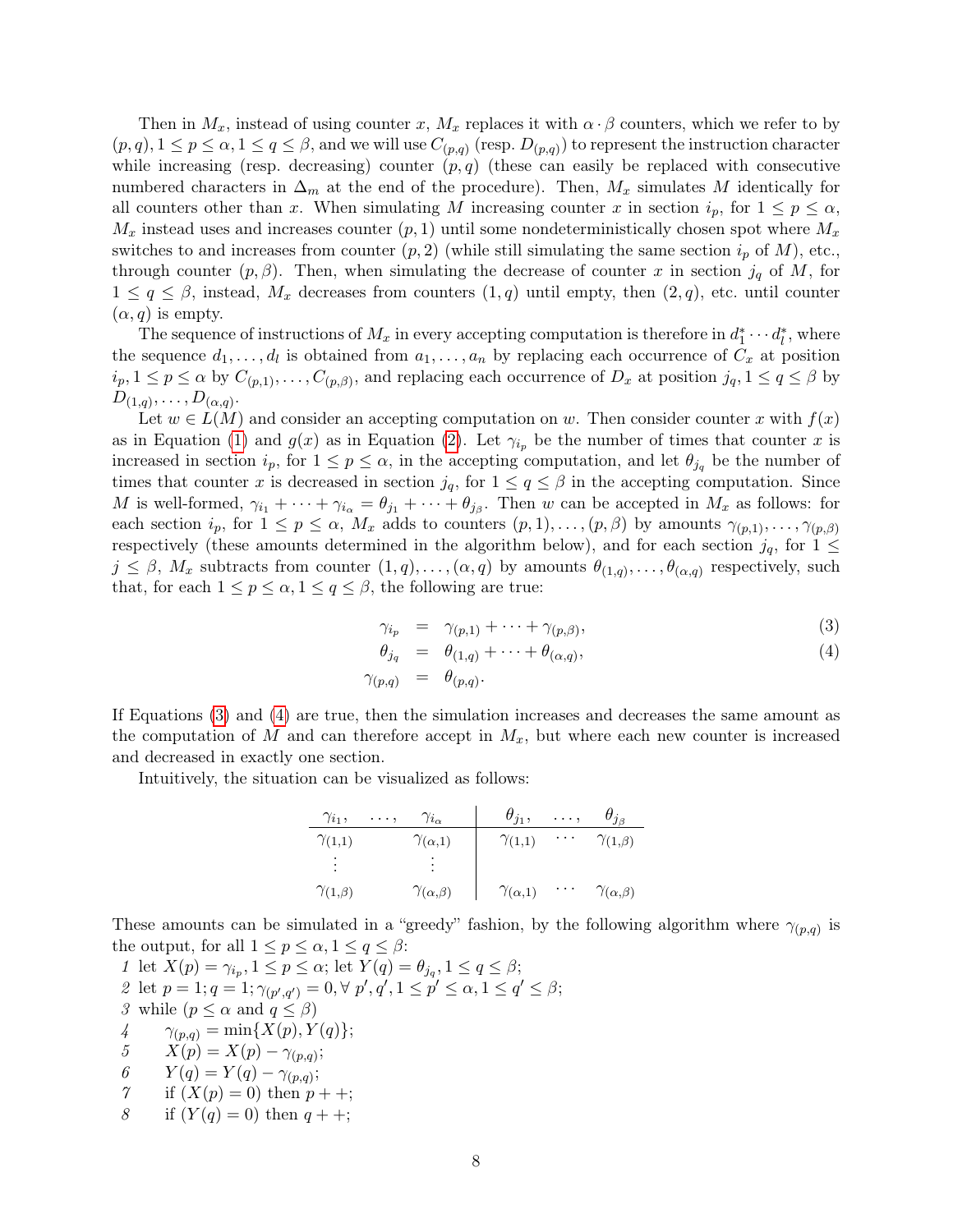Then in $M_x$, instead of using counter $x$, $M_x$ replaces it with $\alpha \cdot \beta$ counters, which we refer to by $(p,q), 1 \le p \le \alpha, 1 \le q \le \beta$, and we will use $C_{(p,q)}$ (resp. $D_{(p,q)}$) to represent the instruction character while increasing (resp. decreasing) counter $(p,q)$ (these can easily be replaced with consecutive numbered characters in $\Delta_m$ at the end of the procedure). Then, $M_x$ simulates $M$ identically for all counters other than $x$. When simulating $M$ increasing counter $x$ in section $i_p$, for $1 \le p \le \alpha$, $M_x$ instead uses and increases counter $(p,1)$ until some nondeterministically chosen spot where $M_x$ switches to and increases from counter $(p,2)$ (while still simulating the same section $i_p$ of $M$), etc., through counter $(p,\beta)$. Then, when simulating the decrease of counter $x$ in section $j_q$ of $M$, for $1 \le q \le \beta$, instead, $M_x$ decreases from counters $(1,q)$ until empty, then $(2,q)$, etc. until counter $(\alpha,q)$ is empty.

The sequence of instructions of $M_x$ in every accepting computation is therefore in $d_1^* \cdots d_l^*$, where the sequence $d_1, \ldots, d_l$ is obtained from $a_1, \ldots, a_n$ by replacing each occurrence of $C_x$ at position $i_p, 1 \le p \le \alpha$ by $C_{(p,1)}, \ldots, C_{(p,\beta)}$, and replacing each occurrence of $D_x$ at position $j_q, 1 \le q \le \beta$ by $D_{(1,q)}, \ldots, D_{(\alpha,q)}$.

Let $w \in L(M)$ and consider an accepting computation on $w$. Then consider counter $x$ with $f(x)$ as in Equation (1) and $g(x)$ as in Equation (2). Let $\gamma_{i_p}$ be the number of times that counter $x$ is increased in section $i_p$, for $1 \le p \le \alpha$, in the accepting computation, and let $\theta_{j_q}$ be the number of times that counter $x$ is decreased in section $j_q$, for $1 \le q \le \beta$ in the accepting computation. Since $M$ is well-formed, $\gamma_{i_1} + \cdots + \gamma_{i_\alpha} = \theta_{j_1} + \cdots + \theta_{j_\beta}$. Then $w$ can be accepted in $M_x$ as follows: for each section $i_p$, for $1 \le p \le \alpha$, $M_x$ adds to counters $(p,1), \ldots, (p,\beta)$ by amounts $\gamma_{(p,1)}, \ldots, \gamma_{(p,\beta)}$ respectively (these amounts determined in the algorithm below), and for each section $j_q$, for $1 \le j \le \beta$, $M_x$ subtracts from counter $(1,q), \ldots, (\alpha,q)$ by amounts $\theta_{(1,q)}, \ldots, \theta_{(\alpha,q)}$ respectively, such that, for each $1 \le p \le \alpha, 1 \le q \le \beta$, the following are true:

$$\gamma_{i_p} = \gamma_{(p,1)} + \cdots + \gamma_{(p,\beta)}, \tag{3}$$

$$\theta_{j_q} = \theta_{(1,q)} + \cdots + \theta_{(\alpha,q)}, \tag{4}$$

$$\gamma_{(p,q)} = \theta_{(p,q)}.$$

If Equations (3) and (4) are true, then the simulation increases and decreases the same amount as the computation of $M$ and can therefore accept in $M_x$, but where each new counter is increased and decreased in exactly one section.

Intuitively, the situation can be visualized as follows:

| $\gamma_{i_1}$, | $\ldots$, | $\gamma_{i_\alpha}$ | $\theta_{j_1}$, | $\ldots$, | $\theta_{j_\beta}$ |
|---|---|---|---|---|---|
| $\gamma_{(1,1)}$ | | $\gamma_{(\alpha,1)}$ | $\gamma_{(1,1)}$ | $\cdots$ | $\gamma_{(1,\beta)}$ |
| $\vdots$ | | $\vdots$ | | | |
| $\gamma_{(1,\beta)}$ | | $\gamma_{(\alpha,\beta)}$ | $\gamma_{(\alpha,1)}$ | $\cdots$ | $\gamma_{(\alpha,\beta)}$ |

These amounts can be simulated in a "greedy" fashion, by the following algorithm where $\gamma_{(p,q)}$ is the output, for all $1 \le p \le \alpha, 1 \le q \le \beta$:

1. let $X(p) = \gamma_{i_p}, 1 \le p \le \alpha$; let $Y(q) = \theta_{j_q}, 1 \le q \le \beta$;
2. let $p = 1; q = 1; \gamma_{(p',q')} = 0, \forall\, p', q', 1 \le p' \le \alpha, 1 \le q' \le \beta$;
3. while ($p \le \alpha$ and $q \le \beta$)
4. $\quad$ $\gamma_{(p,q)} = \min\{X(p), Y(q)\}$;
5. $\quad$ $X(p) = X(p) - \gamma_{(p,q)}$;
6. $\quad$ $Y(q) = Y(q) - \gamma_{(p,q)}$;
7. $\quad$ if ($X(p) = 0$) then $p{+}{+}$;
8. $\quad$ if ($Y(q) = 0$) then $q{+}{+}$;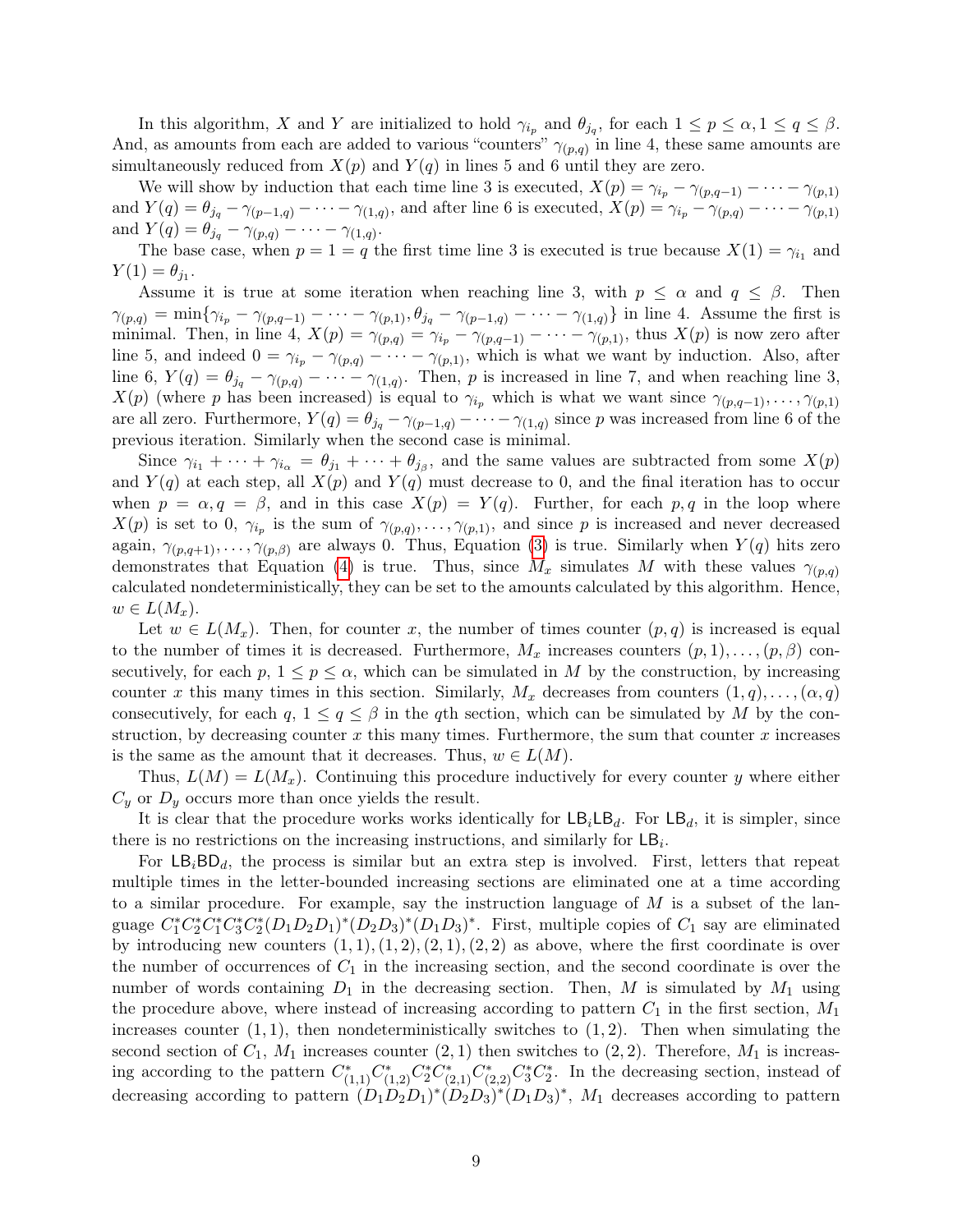In this algorithm, $X$ and $Y$ are initialized to hold $\gamma_{i_p}$ and $\theta_{j_q}$, for each $1 \le p \le \alpha, 1 \le q \le \beta$. And, as amounts from each are added to various "counters" $\gamma_{(p,q)}$ in line 4, these same amounts are simultaneously reduced from $X(p)$ and $Y(q)$ in lines 5 and 6 until they are zero.

We will show by induction that each time line 3 is executed, $X(p) = \gamma_{i_p} - \gamma_{(p,q-1)} - \cdots - \gamma_{(p,1)}$ and $Y(q) = \theta_{j_q} - \gamma_{(p-1,q)} - \cdots - \gamma_{(1,q)}$, and after line 6 is executed, $X(p) = \gamma_{i_p} - \gamma_{(p,q)} - \cdots - \gamma_{(p,1)}$ and $Y(q) = \theta_{j_q} - \gamma_{(p,q)} - \cdots - \gamma_{(1,q)}$.

The base case, when $p = 1 = q$ the first time line 3 is executed is true because $X(1) = \gamma_{i_1}$ and $Y(1) = \theta_{j_1}$.

Assume it is true at some iteration when reaching line 3, with $p \le \alpha$ and $q \le \beta$. Then $\gamma_{(p,q)} = \min\{\gamma_{i_p} - \gamma_{(p,q-1)} - \cdots - \gamma_{(p,1)}, \theta_{j_q} - \gamma_{(p-1,q)} - \cdots - \gamma_{(1,q)}\}$ in line 4. Assume the first is minimal. Then, in line 4, $X(p) = \gamma_{(p,q)} = \gamma_{i_p} - \gamma_{(p,q-1)} - \cdots - \gamma_{(p,1)}$, thus $X(p)$ is now zero after line 5, and indeed $0 = \gamma_{i_p} - \gamma_{(p,q)} - \cdots - \gamma_{(p,1)}$, which is what we want by induction. Also, after line 6, $Y(q) = \theta_{j_q} - \gamma_{(p,q)} - \cdots - \gamma_{(1,q)}$. Then, $p$ is increased in line 7, and when reaching line 3, $X(p)$ (where $p$ has been increased) is equal to $\gamma_{i_p}$ which is what we want since $\gamma_{(p,q-1)}, \ldots, \gamma_{(p,1)}$ are all zero. Furthermore, $Y(q) = \theta_{j_q} - \gamma_{(p-1,q)} - \cdots - \gamma_{(1,q)}$ since $p$ was increased from line 6 of the previous iteration. Similarly when the second case is minimal.

Since $\gamma_{i_1} + \cdots + \gamma_{i_\alpha} = \theta_{j_1} + \cdots + \theta_{j_\beta}$, and the same values are subtracted from some $X(p)$ and $Y(q)$ at each step, all $X(p)$ and $Y(q)$ must decrease to 0, and the final iteration has to occur when $p = \alpha, q = \beta$, and in this case $X(p) = Y(q)$. Further, for each $p, q$ in the loop where $X(p)$ is set to 0, $\gamma_{i_p}$ is the sum of $\gamma_{(p,q)}, \ldots, \gamma_{(p,1)}$, and since $p$ is increased and never decreased again, $\gamma_{(p,q+1)}, \ldots, \gamma_{(p,\beta)}$ are always 0. Thus, Equation (3) is true. Similarly when $Y(q)$ hits zero demonstrates that Equation (4) is true. Thus, since $M_x$ simulates $M$ with these values $\gamma_{(p,q)}$ calculated nondeterministically, they can be set to the amounts calculated by this algorithm. Hence, $w \in L(M_x)$.

Let $w \in L(M_x)$. Then, for counter $x$, the number of times counter $(p,q)$ is increased is equal to the number of times it is decreased. Furthermore, $M_x$ increases counters $(p,1), \ldots, (p,\beta)$ consecutively, for each $p$, $1 \le p \le \alpha$, which can be simulated in $M$ by the construction, by increasing counter $x$ this many times in this section. Similarly, $M_x$ decreases from counters $(1,q), \ldots, (\alpha,q)$ consecutively, for each $q$, $1 \le q \le \beta$ in the $q$th section, which can be simulated by $M$ by the construction, by decreasing counter $x$ this many times. Furthermore, the sum that counter $x$ increases is the same as the amount that it decreases. Thus, $w \in L(M)$.

Thus, $L(M) = L(M_x)$. Continuing this procedure inductively for every counter $y$ where either $C_y$ or $D_y$ occurs more than once yields the result.

It is clear that the procedure works works identically for $\mathsf{LB}_i\mathsf{LB}_d$. For $\mathsf{LB}_d$, it is simpler, since there is no restrictions on the increasing instructions, and similarly for $\mathsf{LB}_i$.

For $\mathsf{LB}_i\mathsf{BD}_d$, the process is similar but an extra step is involved. First, letters that repeat multiple times in the letter-bounded increasing sections are eliminated one at a time according to a similar procedure. For example, say the instruction language of $M$ is a subset of the language $C_1^*C_2^*C_1^*C_3^*C_2^*(D_1D_2D_1)^*(D_2D_3)^*(D_1D_3)^*$. First, multiple copies of $C_1$ say are eliminated by introducing new counters $(1,1),(1,2),(2,1),(2,2)$ as above, where the first coordinate is over the number of occurrences of $C_1$ in the increasing section, and the second coordinate is over the number of words containing $D_1$ in the decreasing section. Then, $M$ is simulated by $M_1$ using the procedure above, where instead of increasing according to pattern $C_1$ in the first section, $M_1$ increases counter $(1,1)$, then nondeterministically switches to $(1,2)$. Then when simulating the second section of $C_1$, $M_1$ increases counter $(2,1)$ then switches to $(2,2)$. Therefore, $M_1$ is increasing according to the pattern $C_{(1,1)}^*C_{(1,2)}^*C_2^*C_{(2,1)}^*C_{(2,2)}^*C_3^*C_2^*$. In the decreasing section, instead of decreasing according to pattern $(D_1D_2D_1)^*(D_2D_3)^*(D_1D_3)^*$, $M_1$ decreases according to pattern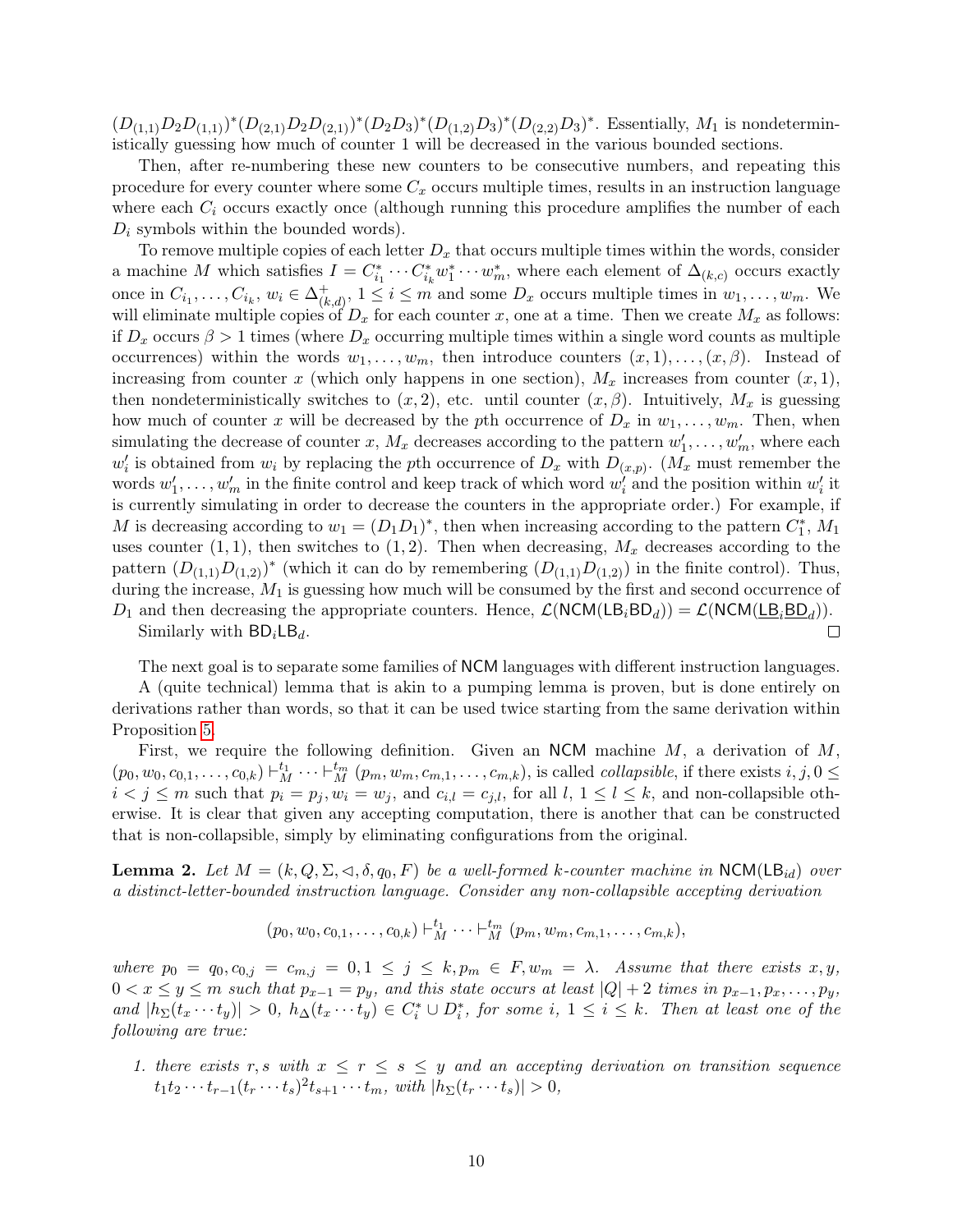$(D_{(1,1)}D_2D_{(1,1)})^*(D_{(2,1)}D_2D_{(2,1)})^*(D_2D_3)^*(D_{(1,2)}D_3)^*(D_{(2,2)}D_3)^*$. Essentially, $M_1$ is nondeterministically guessing how much of counter 1 will be decreased in the various bounded sections.

Then, after re-numbering these new counters to be consecutive numbers, and repeating this procedure for every counter where some $C_x$ occurs multiple times, results in an instruction language where each $C_i$ occurs exactly once (although running this procedure amplifies the number of each $D_i$ symbols within the bounded words).

To remove multiple copies of each letter $D_x$ that occurs multiple times within the words, consider a machine $M$ which satisfies $I = C_{i_1}^* \cdots C_{i_k}^* w_1^* \cdots w_m^*$, where each element of $\Delta_{(k,c)}$ occurs exactly once in $C_{i_1}, \dots, C_{i_k}$, $w_i \in \Delta_{(k,d)}^+$, $1 \le i \le m$ and some $D_x$ occurs multiple times in $w_1, \dots, w_m$. We will eliminate multiple copies of $D_x$ for each counter $x$, one at a time. Then we create $M_x$ as follows: if $D_x$ occurs $\beta > 1$ times (where $D_x$ occurring multiple times within a single word counts as multiple occurrences) within the words $w_1, \dots, w_m$, then introduce counters $(x, 1), \dots, (x, \beta)$. Instead of increasing from counter $x$ (which only happens in one section), $M_x$ increases from counter $(x, 1)$, then nondeterministically switches to $(x, 2)$, etc. until counter $(x, \beta)$. Intuitively, $M_x$ is guessing how much of counter $x$ will be decreased by the $p$th occurrence of $D_x$ in $w_1, \dots, w_m$. Then, when simulating the decrease of counter $x$, $M_x$ decreases according to the pattern $w_1', \dots, w_m'$, where each $w_i'$ is obtained from $w_i$ by replacing the $p$th occurrence of $D_x$ with $D_{(x,p)}$. ($M_x$ must remember the words $w_1', \dots, w_m'$ in the finite control and keep track of which word $w_i'$ and the position within $w_i'$ it is currently simulating in order to decrease the counters in the appropriate order.) For example, if $M$ is decreasing according to $w_1 = (D_1D_1)^*$, then when increasing according to the pattern $C_1^*$, $M_1$ uses counter $(1, 1)$, then switches to $(1, 2)$. Then when decreasing, $M_x$ decreases according to the pattern $(D_{(1,1)}D_{(1,2)})^*$ (which it can do by remembering $(D_{(1,1)}D_{(1,2)})$ in the finite control). Thus, during the increase, $M_1$ is guessing how much will be consumed by the first and second occurrence of $D_1$ and then decreasing the appropriate counters. Hence, $\mathcal{L}(\mathsf{NCM}(\mathsf{LB}_i\mathsf{BD}_d)) = \mathcal{L}(\mathsf{NCM}(\underline{\mathsf{LB}}_i\underline{\mathsf{BD}}_d))$.

Similarly with $\mathsf{BD}_i\mathsf{LB}_d$. ◻

The next goal is to separate some families of $\mathsf{NCM}$ languages with different instruction languages.

A (quite technical) lemma that is akin to a pumping lemma is proven, but is done entirely on derivations rather than words, so that it can be used twice starting from the same derivation within Proposition 5.

First, we require the following definition. Given an $\mathsf{NCM}$ machine $M$, a derivation of $M$, $(p_0, w_0, c_{0,1}, \dots, c_{0,k}) \vdash_M^{t_1} \cdots \vdash_M^{t_m} (p_m, w_m, c_{m,1}, \dots, c_{m,k})$, is called *collapsible*, if there exists $i, j, 0 \le i < j \le m$ such that $p_i = p_j, w_i = w_j$, and $c_{i,l} = c_{j,l}$, for all $l$, $1 \le l \le k$, and non-collapsible otherwise. It is clear that given any accepting computation, there is another that can be constructed that is non-collapsible, simply by eliminating configurations from the original.

**Lemma 2.** *Let $M = (k, Q, \Sigma, \lhd, \delta, q_0, F)$ be a well-formed $k$-counter machine in $\mathsf{NCM}(\mathsf{LB}_{id})$ over a distinct-letter-bounded instruction language. Consider any non-collapsible accepting derivation*

$$(p_0, w_0, c_{0,1}, \dots, c_{0,k}) \vdash_M^{t_1} \cdots \vdash_M^{t_m} (p_m, w_m, c_{m,1}, \dots, c_{m,k}),$$

*where $p_0 = q_0, c_{0,j} = c_{m,j} = 0, 1 \le j \le k, p_m \in F, w_m = \lambda$. Assume that there exists $x, y$, $0 < x \le y \le m$ such that $p_{x-1} = p_y$, and this state occurs at least $|Q| + 2$ times in $p_{x-1}, p_x, \dots, p_y$, and $|h_\Sigma(t_x \cdots t_y)| > 0$, $h_\Delta(t_x \cdots t_y) \in C_i^* \cup D_i^*$, for some $i$, $1 \le i \le k$. Then at least one of the following are true:*

1. *there exists $r, s$ with $x \le r \le s \le y$ and an accepting derivation on transition sequence $t_1t_2 \cdots t_{r-1}(t_r \cdots t_s)^2 t_{s+1} \cdots t_m$, with $|h_\Sigma(t_r \cdots t_s)| > 0$,*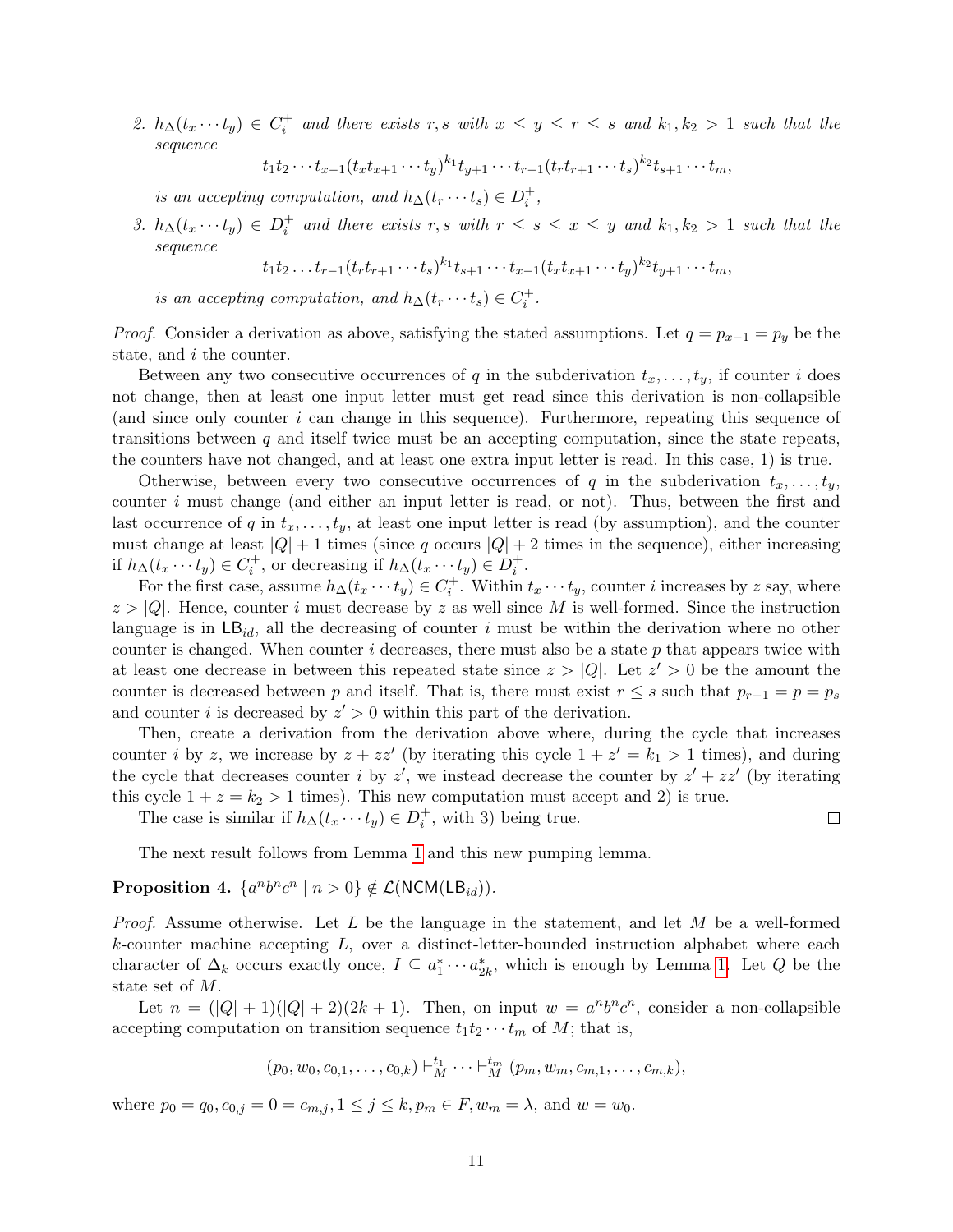2. $h_\Delta(t_x \cdots t_y) \in C_i^+$ and there exists $r, s$ with $x \le y \le r \le s$ and $k_1, k_2 > 1$ such that the sequence

$$t_1 t_2 \cdots t_{x-1}(t_x t_{x+1} \cdots t_y)^{k_1} t_{y+1} \cdots t_{r-1}(t_r t_{r+1} \cdots t_s)^{k_2} t_{s+1} \cdots t_m,$$

is an accepting computation, and $h_\Delta(t_r \cdots t_s) \in D_i^+$,

3. $h_\Delta(t_x \cdots t_y) \in D_i^+$ and there exists $r, s$ with $r \le s \le x \le y$ and $k_1, k_2 > 1$ such that the sequence

$$t_1 t_2 \ldots t_{r-1}(t_r t_{r+1} \cdots t_s)^{k_1} t_{s+1} \cdots t_{x-1}(t_x t_{x+1} \cdots t_y)^{k_2} t_{y+1} \cdots t_m,$$

is an accepting computation, and $h_\Delta(t_r \cdots t_s) \in C_i^+$.

*Proof.* Consider a derivation as above, satisfying the stated assumptions. Let $q = p_{x-1} = p_y$ be the state, and $i$ the counter.

Between any two consecutive occurrences of $q$ in the subderivation $t_x, \ldots, t_y$, if counter $i$ does not change, then at least one input letter must get read since this derivation is non-collapsible (and since only counter $i$ can change in this sequence). Furthermore, repeating this sequence of transitions between $q$ and itself twice must be an accepting computation, since the state repeats, the counters have not changed, and at least one extra input letter is read. In this case, 1) is true.

Otherwise, between every two consecutive occurrences of $q$ in the subderivation $t_x, \ldots, t_y$, counter $i$ must change (and either an input letter is read, or not). Thus, between the first and last occurrence of $q$ in $t_x, \ldots, t_y$, at least one input letter is read (by assumption), and the counter must change at least $|Q| + 1$ times (since $q$ occurs $|Q| + 2$ times in the sequence), either increasing if $h_\Delta(t_x \cdots t_y) \in C_i^+$, or decreasing if $h_\Delta(t_x \cdots t_y) \in D_i^+$.

For the first case, assume $h_\Delta(t_x \cdots t_y) \in C_i^+$. Within $t_x \cdots t_y$, counter $i$ increases by $z$ say, where $z > |Q|$. Hence, counter $i$ must decrease by $z$ as well since $M$ is well-formed. Since the instruction language is in $\mathsf{LB}_{id}$, all the decreasing of counter $i$ must be within the derivation where no other counter is changed. When counter $i$ decreases, there must also be a state $p$ that appears twice with at least one decrease in between this repeated state since $z > |Q|$. Let $z' > 0$ be the amount the counter is decreased between $p$ and itself. That is, there must exist $r \le s$ such that $p_{r-1} = p = p_s$ and counter $i$ is decreased by $z' > 0$ within this part of the derivation.

Then, create a derivation from the derivation above where, during the cycle that increases counter $i$ by $z$, we increase by $z + zz'$ (by iterating this cycle $1 + z' = k_1 > 1$ times), and during the cycle that decreases counter $i$ by $z'$, we instead decrease the counter by $z' + zz'$ (by iterating this cycle $1 + z = k_2 > 1$ times). This new computation must accept and 2) is true.

The case is similar if $h_\Delta(t_x \cdots t_y) \in D_i^+$, with 3) being true. ◻

The next result follows from Lemma 1 and this new pumping lemma.

**Proposition 4.** $\{a^n b^n c^n \mid n > 0\} \notin \mathcal{L}(\mathsf{NCM}(\mathsf{LB}_{id}))$.

*Proof.* Assume otherwise. Let $L$ be the language in the statement, and let $M$ be a well-formed $k$-counter machine accepting $L$, over a distinct-letter-bounded instruction alphabet where each character of $\Delta_k$ occurs exactly once, $I \subseteq a_1^* \cdots a_{2k}^*$, which is enough by Lemma 1. Let $Q$ be the state set of $M$.

Let $n = (|Q| + 1)(|Q| + 2)(2k + 1)$. Then, on input $w = a^n b^n c^n$, consider a non-collapsible accepting computation on transition sequence $t_1 t_2 \cdots t_m$ of $M$; that is,

$$(p_0, w_0, c_{0,1}, \ldots, c_{0,k}) \vdash_M^{t_1} \cdots \vdash_M^{t_m} (p_m, w_m, c_{m,1}, \ldots, c_{m,k}),$$

where $p_0 = q_0, c_{0,j} = 0 = c_{m,j}, 1 \le j \le k, p_m \in F, w_m = \lambda$, and $w = w_0$.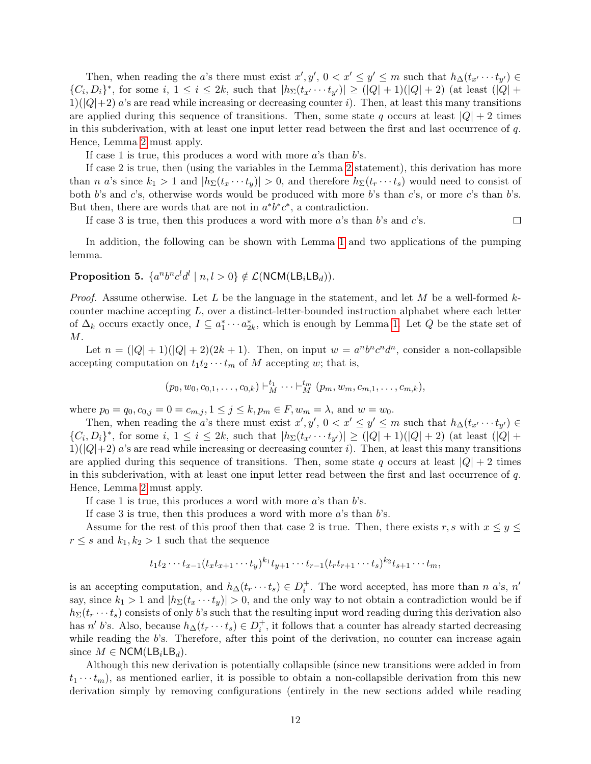Then, when reading the $a$'s there must exist $x', y'$, $0 < x' \leq y' \leq m$ such that $h_\Delta(t_{x'} \cdots t_{y'}) \in \{C_i, D_i\}^*$, for some $i$, $1 \leq i \leq 2k$, such that $|h_\Sigma(t_{x'} \cdots t_{y'})| \geq (|Q|+1)(|Q|+2)$ (at least $(|Q|+1)(|Q|+2)$ $a$'s are read while increasing or decreasing counter $i$). Then, at least this many transitions are applied during this sequence of transitions. Then, some state $q$ occurs at least $|Q|+2$ times in this subderivation, with at least one input letter read between the first and last occurrence of $q$. Hence, Lemma 2 must apply.

If case 1 is true, this produces a word with more $a$'s than $b$'s.

If case 2 is true, then (using the variables in the Lemma 2 statement), this derivation has more than $n$ $a$'s since $k_1 > 1$ and $|h_\Sigma(t_x \cdots t_y)| > 0$, and therefore $h_\Sigma(t_r \cdots t_s)$ would need to consist of both $b$'s and $c$'s, otherwise words would be produced with more $b$'s than $c$'s, or more $c$'s than $b$'s. But then, there are words that are not in $a^*b^*c^*$, a contradiction.

If case 3 is true, then this produces a word with more $a$'s than $b$'s and $c$'s. ◻

In addition, the following can be shown with Lemma 1 and two applications of the pumping lemma.

**Proposition 5.** $\{a^n b^n c^l d^l \mid n, l > 0\} \notin \mathcal{L}(\mathsf{NCM}(\mathsf{LB}_i\mathsf{LB}_d))$.

*Proof.* Assume otherwise. Let $L$ be the language in the statement, and let $M$ be a well-formed $k$-counter machine accepting $L$, over a distinct-letter-bounded instruction alphabet where each letter of $\Delta_k$ occurs exactly once, $I \subseteq a_1^* \cdots a_{2k}^*$, which is enough by Lemma 1. Let $Q$ be the state set of $M$.

Let $n = (|Q|+1)(|Q|+2)(2k+1)$. Then, on input $w = a^n b^n c^n d^n$, consider a non-collapsible accepting computation on $t_1 t_2 \cdots t_m$ of $M$ accepting $w$; that is,

$$(p_0, w_0, c_{0,1}, \ldots, c_{0,k}) \vdash_M^{t_1} \cdots \vdash_M^{t_m} (p_m, w_m, c_{m,1}, \ldots, c_{m,k}),$$

where $p_0 = q_0, c_{0,j} = 0 = c_{m,j}, 1 \leq j \leq k, p_m \in F, w_m = \lambda$, and $w = w_0$.

Then, when reading the $a$'s there must exist $x', y'$, $0 < x' \leq y' \leq m$ such that $h_\Delta(t_{x'} \cdots t_{y'}) \in \{C_i, D_i\}^*$, for some $i$, $1 \leq i \leq 2k$, such that $|h_\Sigma(t_{x'} \cdots t_{y'})| \geq (|Q|+1)(|Q|+2)$ (at least $(|Q|+1)(|Q|+2)$ $a$'s are read while increasing or decreasing counter $i$). Then, at least this many transitions are applied during this sequence of transitions. Then, some state $q$ occurs at least $|Q|+2$ times in this subderivation, with at least one input letter read between the first and last occurrence of $q$. Hence, Lemma 2 must apply.

If case 1 is true, this produces a word with more $a$'s than $b$'s.

If case 3 is true, then this produces a word with more $a$'s than $b$'s.

Assume for the rest of this proof then that case 2 is true. Then, there exists $r, s$ with $x \leq y \leq r \leq s$ and $k_1, k_2 > 1$ such that the sequence

$$t_1 t_2 \cdots t_{x-1} (t_x t_{x+1} \cdots t_y)^{k_1} t_{y+1} \cdots t_{r-1} (t_r t_{r+1} \cdots t_s)^{k_2} t_{s+1} \cdots t_m,$$

is an accepting computation, and $h_\Delta(t_r \cdots t_s) \in D_i^+$. The word accepted, has more than $n$ $a$'s, $n'$ say, since $k_1 > 1$ and $|h_\Sigma(t_x \cdots t_y)| > 0$, and the only way to not obtain a contradiction would be if $h_\Sigma(t_r \cdots t_s)$ consists of only $b$'s such that the resulting input word reading during this derivation also has $n'$ $b$'s. Also, because $h_\Delta(t_r \cdots t_s) \in D_i^+$, it follows that a counter has already started decreasing while reading the $b$'s. Therefore, after this point of the derivation, no counter can increase again since $M \in \mathsf{NCM}(\mathsf{LB}_i\mathsf{LB}_d)$.

Although this new derivation is potentially collapsible (since new transitions were added in from $t_1 \cdots t_m$), as mentioned earlier, it is possible to obtain a non-collapsible derivation from this new derivation simply by removing configurations (entirely in the new sections added while reading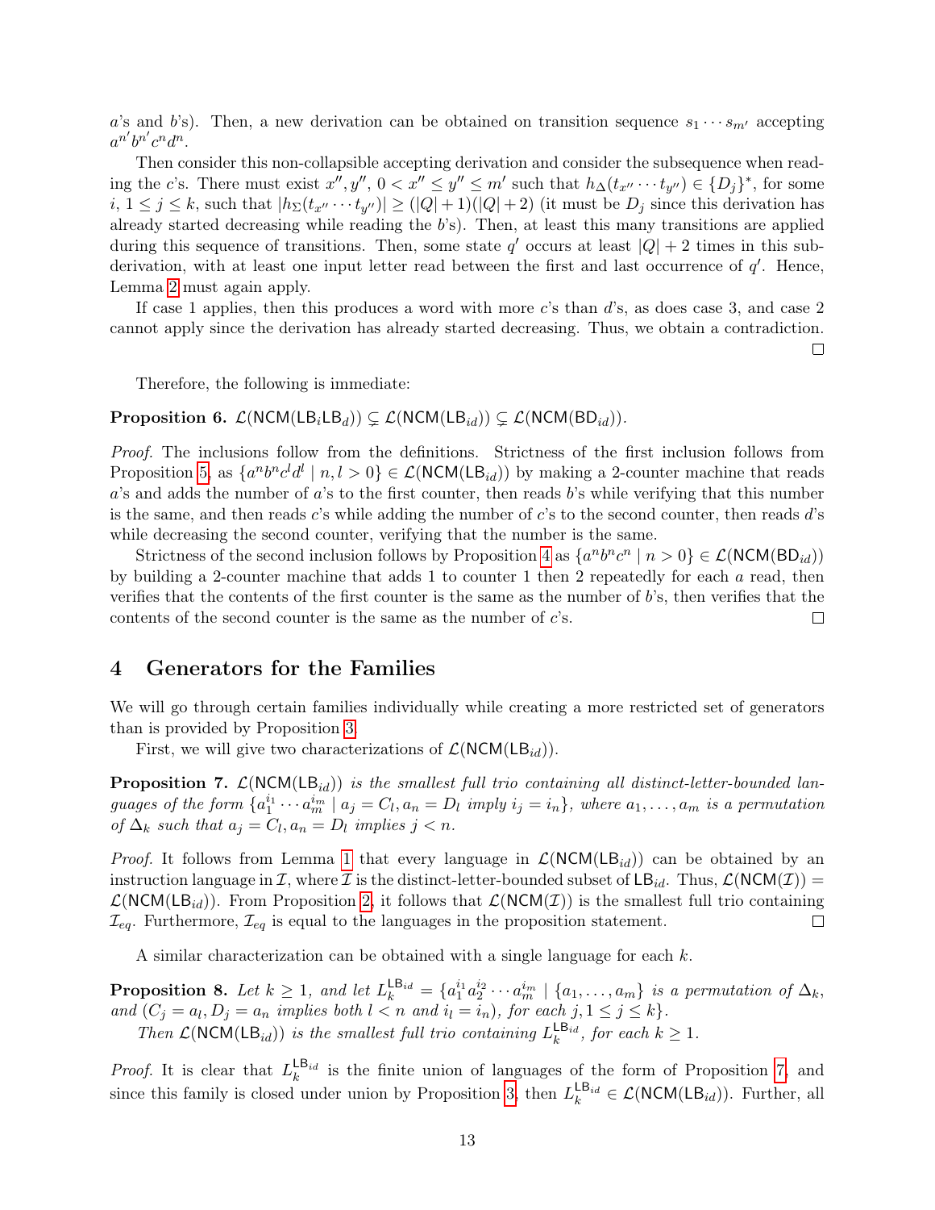$a$'s and $b$'s). Then, a new derivation can be obtained on transition sequence $s_1 \cdots s_{m'}$ accepting $a^{n'} b^{n'} c^n d^n$.

Then consider this non-collapsible accepting derivation and consider the subsequence when reading the $c$'s. There must exist $x'', y''$, $0 < x'' \le y'' \le m'$ such that $h_\Delta(t_{x''} \cdots t_{y''}) \in \{D_j\}^*$, for some $i$, $1 \le j \le k$, such that $|h_\Sigma(t_{x''} \cdots t_{y''})| \ge (|Q|+1)(|Q|+2)$ (it must be $D_j$ since this derivation has already started decreasing while reading the $b$'s). Then, at least this many transitions are applied during this sequence of transitions. Then, some state $q'$ occurs at least $|Q|+2$ times in this sub-derivation, with at least one input letter read between the first and last occurrence of $q'$. Hence, Lemma 2 must again apply.

If case 1 applies, then this produces a word with more $c$'s than $d$'s, as does case 3, and case 2 cannot apply since the derivation has already started decreasing. Thus, we obtain a contradiction. □

Therefore, the following is immediate:

**Proposition 6.** $\mathcal{L}(\mathsf{NCM}(\mathsf{LB}_i\mathsf{LB}_d)) \subsetneq \mathcal{L}(\mathsf{NCM}(\mathsf{LB}_{id})) \subsetneq \mathcal{L}(\mathsf{NCM}(\mathsf{BD}_{id}))$.

*Proof.* The inclusions follow from the definitions. Strictness of the first inclusion follows from Proposition 5, as $\{a^n b^n c^l d^l \mid n, l > 0\} \in \mathcal{L}(\mathsf{NCM}(\mathsf{LB}_{id}))$ by making a 2-counter machine that reads $a$'s and adds the number of $a$'s to the first counter, then reads $b$'s while verifying that this number is the same, and then reads $c$'s while adding the number of $c$'s to the second counter, then reads $d$'s while decreasing the second counter, verifying that the number is the same.

Strictness of the second inclusion follows by Proposition 4 as $\{a^n b^n c^n \mid n > 0\} \in \mathcal{L}(\mathsf{NCM}(\mathsf{BD}_{id}))$ by building a 2-counter machine that adds 1 to counter 1 then 2 repeatedly for each $a$ read, then verifies that the contents of the first counter is the same as the number of $b$'s, then verifies that the contents of the second counter is the same as the number of $c$'s. □

## 4 Generators for the Families

We will go through certain families individually while creating a more restricted set of generators than is provided by Proposition 3.

First, we will give two characterizations of $\mathcal{L}(\mathsf{NCM}(\mathsf{LB}_{id}))$.

**Proposition 7.** *$\mathcal{L}(\mathsf{NCM}(\mathsf{LB}_{id}))$ is the smallest full trio containing all distinct-letter-bounded languages of the form $\{a_1^{i_1} \cdots a_m^{i_m} \mid a_j = C_l, a_n = D_l \text{ imply } i_j = i_n\}$, where $a_1, \ldots, a_m$ is a permutation of $\Delta_k$ such that $a_j = C_l, a_n = D_l$ implies $j < n$.*

*Proof.* It follows from Lemma 1 that every language in $\mathcal{L}(\mathsf{NCM}(\mathsf{LB}_{id}))$ can be obtained by an instruction language in $\mathcal{I}$, where $\mathcal{I}$ is the distinct-letter-bounded subset of $\mathsf{LB}_{id}$. Thus, $\mathcal{L}(\mathsf{NCM}(\mathcal{I})) = \mathcal{L}(\mathsf{NCM}(\mathsf{LB}_{id}))$. From Proposition 2, it follows that $\mathcal{L}(\mathsf{NCM}(\mathcal{I}))$ is the smallest full trio containing $\mathcal{I}_{eq}$. Furthermore, $\mathcal{I}_{eq}$ is equal to the languages in the proposition statement. □

A similar characterization can be obtained with a single language for each $k$.

**Proposition 8.** *Let $k \ge 1$, and let $L_k^{\mathsf{LB}_{id}} = \{a_1^{i_1} a_2^{i_2} \cdots a_m^{i_m} \mid \{a_1, \ldots, a_m\}$ is a permutation of $\Delta_k$, and $(C_j = a_l, D_j = a_n$ implies both $l < n$ and $i_l = i_n)$, for each $j, 1 \le j \le k\}$.*

*Then $\mathcal{L}(\mathsf{NCM}(\mathsf{LB}_{id}))$ is the smallest full trio containing $L_k^{\mathsf{LB}_{id}}$, for each $k \ge 1$.*

*Proof.* It is clear that $L_k^{\mathsf{LB}_{id}}$ is the finite union of languages of the form of Proposition 7, and since this family is closed under union by Proposition 3, then $L_k^{\mathsf{LB}_{id}} \in \mathcal{L}(\mathsf{NCM}(\mathsf{LB}_{id}))$. Further, all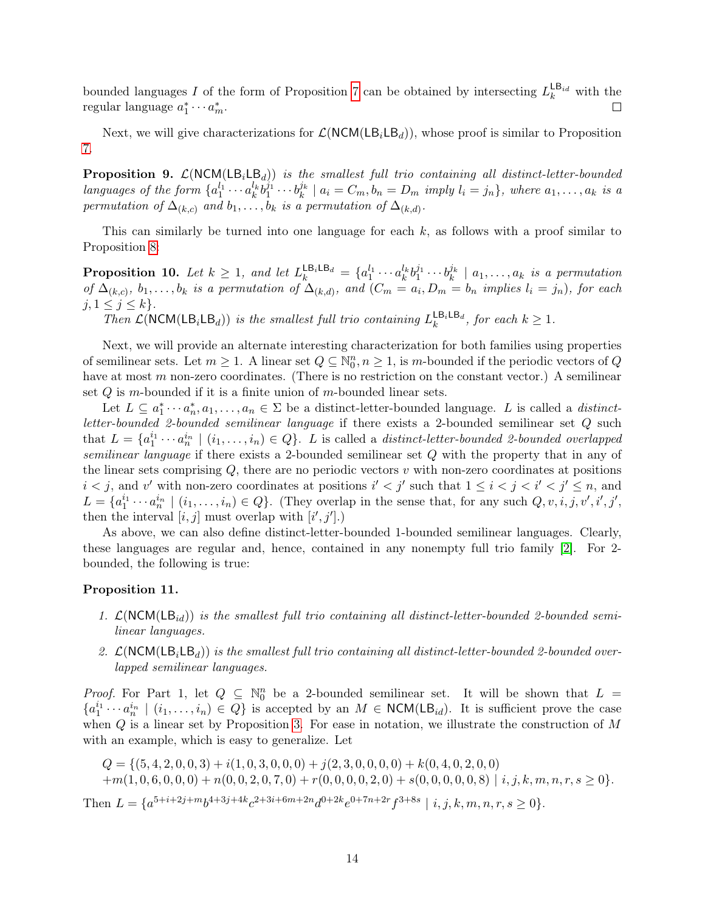bounded languages $I$ of the form of Proposition 7 can be obtained by intersecting $L_k^{\mathsf{LB}_{id}}$ with the regular language $a_1^* \cdots a_m^*$. $\square$

Next, we will give characterizations for $\mathcal{L}(\mathsf{NCM}(\mathsf{LB}_i\mathsf{LB}_d))$, whose proof is similar to Proposition 7.

**Proposition 9.** *$\mathcal{L}(\mathsf{NCM}(\mathsf{LB}_i\mathsf{LB}_d))$ is the smallest full trio containing all distinct-letter-bounded languages of the form $\{a_1^{l_1} \cdots a_k^{l_k} b_1^{j_1} \cdots b_k^{j_k} \mid a_i = C_m, b_n = D_m \text{ imply } l_i = j_n\}$, where $a_1, \ldots, a_k$ is a permutation of $\Delta_{(k,c)}$ and $b_1, \ldots, b_k$ is a permutation of $\Delta_{(k,d)}$.*

This can similarly be turned into one language for each $k$, as follows with a proof similar to Proposition 8:

**Proposition 10.** *Let $k \geq 1$, and let $L_k^{\mathsf{LB}_i\mathsf{LB}_d} = \{a_1^{l_1} \cdots a_k^{l_k} b_1^{j_1} \cdots b_k^{j_k} \mid a_1, \ldots, a_k$ is a permutation of $\Delta_{(k,c)}$, $b_1, \ldots, b_k$ is a permutation of $\Delta_{(k,d)}$, and $(C_m = a_i, D_m = b_n$ implies $l_i = j_n)$, for each $j, 1 \leq j \leq k\}$.*

*Then $\mathcal{L}(\mathsf{NCM}(\mathsf{LB}_i\mathsf{LB}_d))$ is the smallest full trio containing $L_k^{\mathsf{LB}_i\mathsf{LB}_d}$, for each $k \geq 1$.*

Next, we will provide an alternate interesting characterization for both families using properties of semilinear sets. Let $m \geq 1$. A linear set $Q \subseteq \mathbb{N}_0^n, n \geq 1$, is $m$-bounded if the periodic vectors of $Q$ have at most $m$ non-zero coordinates. (There is no restriction on the constant vector.) A semilinear set $Q$ is $m$-bounded if it is a finite union of $m$-bounded linear sets.

Let $L \subseteq a_1^* \cdots a_n^*, a_1, \ldots, a_n \in \Sigma$ be a distinct-letter-bounded language. $L$ is called a *distinct-letter-bounded 2-bounded semilinear language* if there exists a 2-bounded semilinear set $Q$ such that $L = \{a_1^{i_1} \cdots a_n^{i_n} \mid (i_1, \ldots, i_n) \in Q\}$. $L$ is called a *distinct-letter-bounded 2-bounded overlapped semilinear language* if there exists a 2-bounded semilinear set $Q$ with the property that in any of the linear sets comprising $Q$, there are no periodic vectors $v$ with non-zero coordinates at positions $i < j$, and $v'$ with non-zero coordinates at positions $i' < j'$ such that $1 \leq i < j < i' < j' \leq n$, and $L = \{a_1^{i_1} \cdots a_n^{i_n} \mid (i_1, \ldots, i_n) \in Q\}$. (They overlap in the sense that, for any such $Q, v, i, j, v', i', j'$, then the interval $[i, j]$ must overlap with $[i', j']$.)

As above, we can also define distinct-letter-bounded 1-bounded semilinear languages. Clearly, these languages are regular and, hence, contained in any nonempty full trio family [2]. For 2-bounded, the following is true:

**Proposition 11.**

1. *$\mathcal{L}(\mathsf{NCM}(\mathsf{LB}_{id}))$ is the smallest full trio containing all distinct-letter-bounded 2-bounded semilinear languages.*
2. *$\mathcal{L}(\mathsf{NCM}(\mathsf{LB}_i\mathsf{LB}_d))$ is the smallest full trio containing all distinct-letter-bounded 2-bounded overlapped semilinear languages.*

*Proof.* For Part 1, let $Q \subseteq \mathbb{N}_0^n$ be a 2-bounded semilinear set. It will be shown that $L = \{a_1^{i_1} \cdots a_n^{i_n} \mid (i_1, \ldots, i_n) \in Q\}$ is accepted by an $M \in \mathsf{NCM}(\mathsf{LB}_{id})$. It is sufficient prove the case when $Q$ is a linear set by Proposition 3. For ease in notation, we illustrate the construction of $M$ with an example, which is easy to generalize. Let

$$Q = \{(5,4,2,0,0,3) + i(1,0,3,0,0,0) + j(2,3,0,0,0,0) + k(0,4,0,2,0,0)$$
$$+m(1,0,6,0,0,0) + n(0,0,2,0,7,0) + r(0,0,0,0,2,0) + s(0,0,0,0,0,8) \mid i,j,k,m,n,r,s \geq 0\}.$$

Then $L = \{a^{5+i+2j+m} b^{4+3j+4k} c^{2+3i+6m+2n} d^{0+2k} e^{0+7n+2r} f^{3+8s} \mid i,j,k,m,n,r,s \geq 0\}$.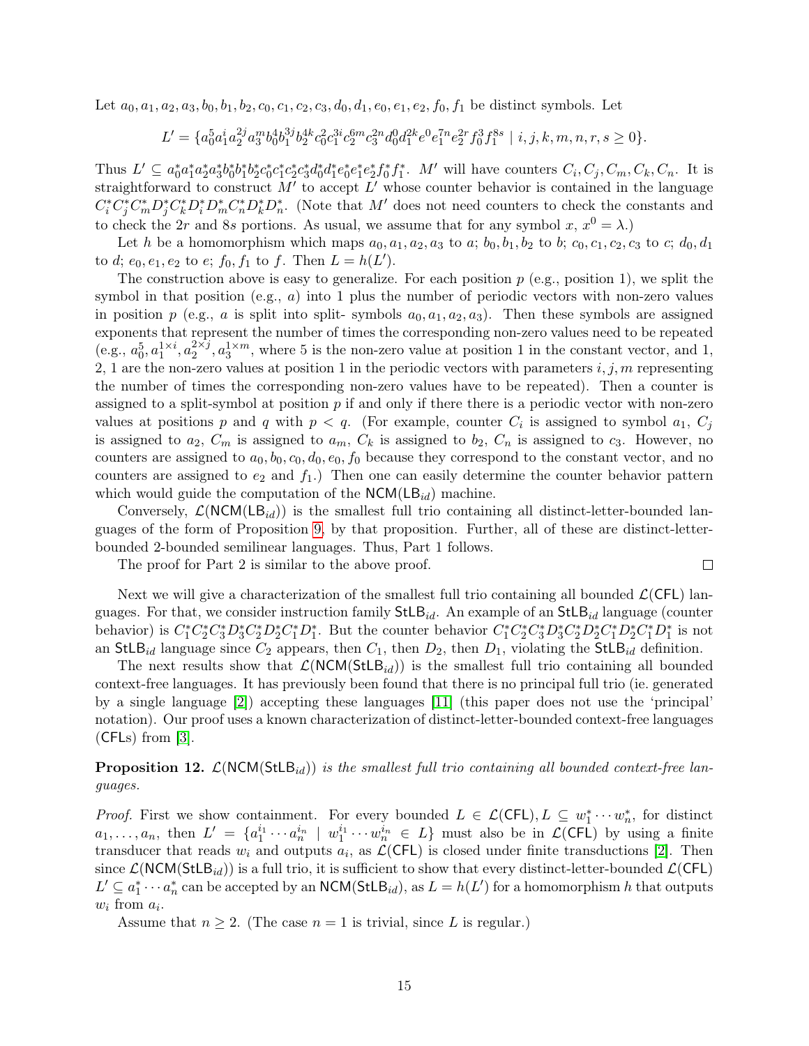Let $a_0, a_1, a_2, a_3, b_0, b_1, b_2, c_0, c_1, c_2, c_3, d_0, d_1, e_0, e_1, e_2, f_0, f_1$ be distinct symbols. Let

$$L' = \{a_0^5 a_1^i a_2^{2j} a_3^m b_0^4 b_1^{3j} b_2^{4k} c_0^2 c_1^{3i} c_2^{6m} c_3^{2n} d_0^0 d_1^{2k} e^0 e_1^{7n} e_2^{2r} f_0^3 f_1^{8s} \mid i, j, k, m, n, r, s \geq 0\}.$$

Thus $L' \subseteq a_0^* a_1^* a_2^* a_3^* b_0^* b_1^* b_2^* c_0^* c_1^* c_2^* c_3^* d_0^* d_1^* e_0^* e_1^* e_2^* f_0^* f_1^*$. $M'$ will have counters $C_i, C_j, C_m, C_k, C_n$. It is straightforward to construct $M'$ to accept $L'$ whose counter behavior is contained in the language $C_i^* C_j^* C_m^* D_j^* C_k^* D_i^* D_m^* C_n^* D_k^* D_n^*$. (Note that $M'$ does not need counters to check the constants and to check the $2r$ and $8s$ portions. As usual, we assume that for any symbol $x$, $x^0 = \lambda$.)

Let $h$ be a homomorphism which maps $a_0, a_1, a_2, a_3$ to $a$; $b_0, b_1, b_2$ to $b$; $c_0, c_1, c_2, c_3$ to $c$; $d_0, d_1$ to $d$; $e_0, e_1, e_2$ to $e$; $f_0, f_1$ to $f$. Then $L = h(L')$.

The construction above is easy to generalize. For each position $p$ (e.g., position 1), we split the symbol in that position (e.g., $a$) into 1 plus the number of periodic vectors with non-zero values in position $p$ (e.g., $a$ is split into split- symbols $a_0, a_1, a_2, a_3$). Then these symbols are assigned exponents that represent the number of times the corresponding non-zero values need to be repeated (e.g., $a_0^5, a_1^{1\times i}, a_2^{2\times j}, a_3^{1\times m}$, where 5 is the non-zero value at position 1 in the constant vector, and 1, 2, 1 are the non-zero values at position 1 in the periodic vectors with parameters $i, j, m$ representing the number of times the corresponding non-zero values have to be repeated). Then a counter is assigned to a split-symbol at position $p$ if and only if there there is a periodic vector with non-zero values at positions $p$ and $q$ with $p < q$. (For example, counter $C_i$ is assigned to symbol $a_1$, $C_j$ is assigned to $a_2$, $C_m$ is assigned to $a_m$, $C_k$ is assigned to $b_2$, $C_n$ is assigned to $c_3$. However, no counters are assigned to $a_0, b_0, c_0, d_0, e_0, f_0$ because they correspond to the constant vector, and no counters are assigned to $e_2$ and $f_1$.) Then one can easily determine the counter behavior pattern which would guide the computation of the $\mathsf{NCM}(\mathsf{LB}_{id})$ machine.

Conversely, $\mathcal{L}(\mathsf{NCM}(\mathsf{LB}_{id}))$ is the smallest full trio containing all distinct-letter-bounded languages of the form of Proposition 9, by that proposition. Further, all of these are distinct-letter-bounded 2-bounded semilinear languages. Thus, Part 1 follows.

The proof for Part 2 is similar to the above proof. ◻

Next we will give a characterization of the smallest full trio containing all bounded $\mathcal{L}(\mathsf{CFL})$ languages. For that, we consider instruction family $\mathsf{StLB}_{id}$. An example of an $\mathsf{StLB}_{id}$ language (counter behavior) is $C_1^* C_2^* C_3^* D_3^* C_2^* D_2^* C_1^* D_1^*$. But the counter behavior $C_1^* C_2^* C_3^* D_3^* C_2^* D_2^* C_1^* D_2^* C_1^* D_1^*$ is not an $\mathsf{StLB}_{id}$ language since $C_2$ appears, then $C_1$, then $D_2$, then $D_1$, violating the $\mathsf{StLB}_{id}$ definition.

The next results show that $\mathcal{L}(\mathsf{NCM}(\mathsf{StLB}_{id}))$ is the smallest full trio containing all bounded context-free languages. It has previously been found that there is no principal full trio (ie. generated by a single language [2]) accepting these languages [11] (this paper does not use the 'principal' notation). Our proof uses a known characterization of distinct-letter-bounded context-free languages (CFLs) from [3].

**Proposition 12.** *$\mathcal{L}(\mathsf{NCM}(\mathsf{StLB}_{id}))$ is the smallest full trio containing all bounded context-free languages.*

*Proof.* First we show containment. For every bounded $L \in \mathcal{L}(\mathsf{CFL}), L \subseteq w_1^* \cdots w_n^*$, for distinct $a_1, \ldots, a_n$, then $L' = \{a_1^{i_1} \cdots a_n^{i_n} \mid w_1^{i_1} \cdots w_n^{i_n} \in L\}$ must also be in $\mathcal{L}(\mathsf{CFL})$ by using a finite transducer that reads $w_i$ and outputs $a_i$, as $\mathcal{L}(\mathsf{CFL})$ is closed under finite transductions [2]. Then since $\mathcal{L}(\mathsf{NCM}(\mathsf{StLB}_{id}))$ is a full trio, it is sufficient to show that every distinct-letter-bounded $\mathcal{L}(\mathsf{CFL})$ $L' \subseteq a_1^* \cdots a_n^*$ can be accepted by an $\mathsf{NCM}(\mathsf{StLB}_{id})$, as $L = h(L')$ for a homomorphism $h$ that outputs $w_i$ from $a_i$.

Assume that $n \geq 2$. (The case $n = 1$ is trivial, since $L$ is regular.)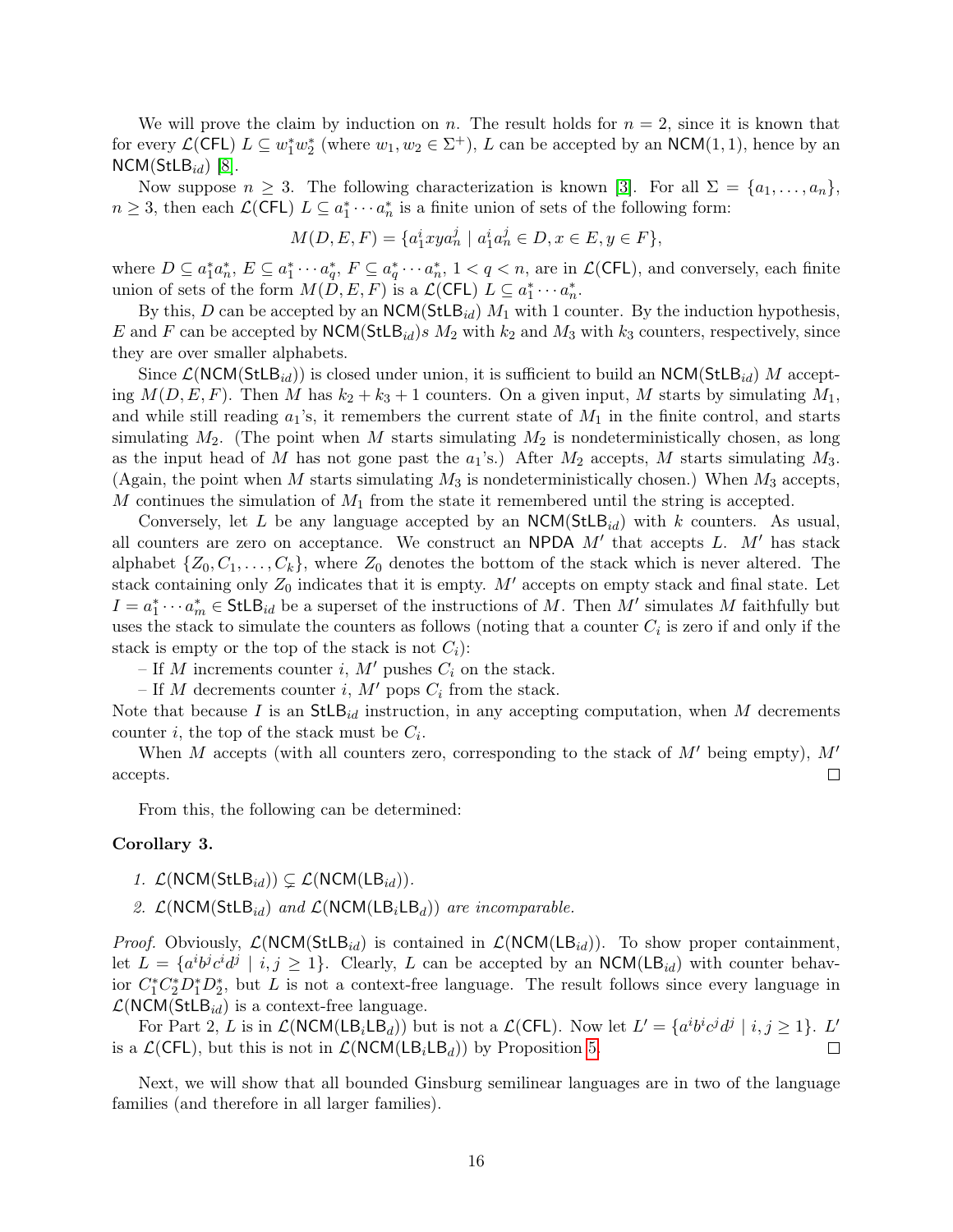We will prove the claim by induction on $n$. The result holds for $n = 2$, since it is known that for every $\mathcal{L}(\mathsf{CFL})$ $L \subseteq w_1^* w_2^*$ (where $w_1, w_2 \in \Sigma^+$), $L$ can be accepted by an $\mathsf{NCM}(1,1)$, hence by an $\mathsf{NCM}(\mathsf{StLB}_{id})$ [8].

Now suppose $n \geq 3$. The following characterization is known [3]. For all $\Sigma = \{a_1, \ldots, a_n\}$, $n \geq 3$, then each $\mathcal{L}(\mathsf{CFL})$ $L \subseteq a_1^* \cdots a_n^*$ is a finite union of sets of the following form:

$$M(D, E, F) = \{a_1^i x y a_n^j \mid a_1^i a_n^j \in D, x \in E, y \in F\},$$

where $D \subseteq a_1^* a_n^*$, $E \subseteq a_1^* \cdots a_q^*$, $F \subseteq a_q^* \cdots a_n^*$, $1 < q < n$, are in $\mathcal{L}(\mathsf{CFL})$, and conversely, each finite union of sets of the form $M(D, E, F)$ is a $\mathcal{L}(\mathsf{CFL})$ $L \subseteq a_1^* \cdots a_n^*$.

By this, $D$ can be accepted by an $\mathsf{NCM}(\mathsf{StLB}_{id})$ $M_1$ with 1 counter. By the induction hypothesis, $E$ and $F$ can be accepted by $\mathsf{NCM}(\mathsf{StLB}_{id})s$ $M_2$ with $k_2$ and $M_3$ with $k_3$ counters, respectively, since they are over smaller alphabets.

Since $\mathcal{L}(\mathsf{NCM}(\mathsf{StLB}_{id}))$ is closed under union, it is sufficient to build an $\mathsf{NCM}(\mathsf{StLB}_{id})$ $M$ accepting $M(D, E, F)$. Then $M$ has $k_2 + k_3 + 1$ counters. On a given input, $M$ starts by simulating $M_1$, and while still reading $a_1$'s, it remembers the current state of $M_1$ in the finite control, and starts simulating $M_2$. (The point when $M$ starts simulating $M_2$ is nondeterministically chosen, as long as the input head of $M$ has not gone past the $a_1$'s.) After $M_2$ accepts, $M$ starts simulating $M_3$. (Again, the point when $M$ starts simulating $M_3$ is nondeterministically chosen.) When $M_3$ accepts, $M$ continues the simulation of $M_1$ from the state it remembered until the string is accepted.

Conversely, let $L$ be any language accepted by an $\mathsf{NCM}(\mathsf{StLB}_{id})$ with $k$ counters. As usual, all counters are zero on acceptance. We construct an $\mathsf{NPDA}$ $M'$ that accepts $L$. $M'$ has stack alphabet $\{Z_0, C_1, \ldots, C_k\}$, where $Z_0$ denotes the bottom of the stack which is never altered. The stack containing only $Z_0$ indicates that it is empty. $M'$ accepts on empty stack and final state. Let $I = a_1^* \cdots a_m^* \in \mathsf{StLB}_{id}$ be a superset of the instructions of $M$. Then $M'$ simulates $M$ faithfully but uses the stack to simulate the counters as follows (noting that a counter $C_i$ is zero if and only if the stack is empty or the top of the stack is not $C_i$):

– If $M$ increments counter $i$, $M'$ pushes $C_i$ on the stack.
– If $M$ decrements counter $i$, $M'$ pops $C_i$ from the stack.

Note that because $I$ is an $\mathsf{StLB}_{id}$ instruction, in any accepting computation, when $M$ decrements counter $i$, the top of the stack must be $C_i$.

When $M$ accepts (with all counters zero, corresponding to the stack of $M'$ being empty), $M'$ accepts. $\square$

From this, the following can be determined:

**Corollary 3.**

1. *$\mathcal{L}(\mathsf{NCM}(\mathsf{StLB}_{id})) \subsetneq \mathcal{L}(\mathsf{NCM}(\mathsf{LB}_{id}))$.*
2. *$\mathcal{L}(\mathsf{NCM}(\mathsf{StLB}_{id})$ and $\mathcal{L}(\mathsf{NCM}(\mathsf{LB}_i\mathsf{LB}_d))$ are incomparable.*

*Proof.* Obviously, $\mathcal{L}(\mathsf{NCM}(\mathsf{StLB}_{id})$ is contained in $\mathcal{L}(\mathsf{NCM}(\mathsf{LB}_{id}))$. To show proper containment, let $L = \{a^i b^j c^i d^j \mid i, j \geq 1\}$. Clearly, $L$ can be accepted by an $\mathsf{NCM}(\mathsf{LB}_{id})$ with counter behavior $C_1^* C_2^* D_1^* D_2^*$, but $L$ is not a context-free language. The result follows since every language in $\mathcal{L}(\mathsf{NCM}(\mathsf{StLB}_{id})$ is a context-free language.

For Part 2, $L$ is in $\mathcal{L}(\mathsf{NCM}(\mathsf{LB}_i\mathsf{LB}_d))$ but is not a $\mathcal{L}(\mathsf{CFL})$. Now let $L' = \{a^i b^i c^j d^j \mid i, j \geq 1\}$. $L'$ is a $\mathcal{L}(\mathsf{CFL})$, but this is not in $\mathcal{L}(\mathsf{NCM}(\mathsf{LB}_i\mathsf{LB}_d))$ by Proposition 5. $\square$

Next, we will show that all bounded Ginsburg semilinear languages are in two of the language families (and therefore in all larger families).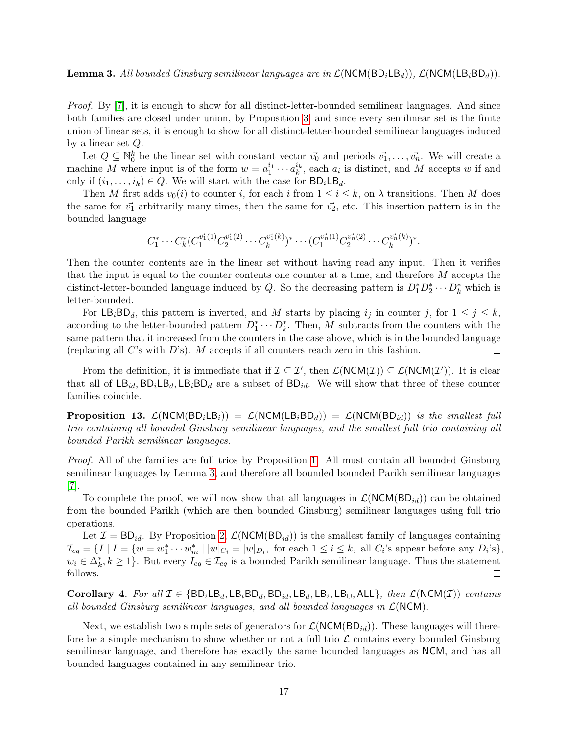**Lemma 3.** *All bounded Ginsburg semilinear languages are in $\mathcal{L}(\mathsf{NCM}(\mathsf{BD}_i\mathsf{LB}_d))$, $\mathcal{L}(\mathsf{NCM}(\mathsf{LB}_i\mathsf{BD}_d))$.*

*Proof.* By [7], it is enough to show for all distinct-letter-bounded semilinear languages. And since both families are closed under union, by Proposition 3, and since every semilinear set is the finite union of linear sets, it is enough to show for all distinct-letter-bounded semilinear languages induced by a linear set $Q$.

Let $Q \subseteq \mathbb{N}_0^k$ be the linear set with constant vector $\vec{v_0}$ and periods $\vec{v_1}, \ldots, \vec{v_n}$. We will create a machine $M$ where input is of the form $w = a_1^{i_1} \cdots a_k^{i_k}$, each $a_i$ is distinct, and $M$ accepts $w$ if and only if $(i_1, \ldots, i_k) \in Q$. We will start with the case for $\mathsf{BD}_i\mathsf{LB}_d$.

Then $M$ first adds $v_0(i)$ to counter $i$, for each $i$ from $1 \leq i \leq k$, on $\lambda$ transitions. Then $M$ does the same for $\vec{v_1}$ arbitrarily many times, then the same for $\vec{v_2}$, etc. This insertion pattern is in the bounded language

$$C_1^* \cdots C_k^* (C_1^{\vec{v_1}(1)} C_2^{\vec{v_1}(2)} \cdots C_k^{\vec{v_1}(k)})^* \cdots (C_1^{\vec{v_n}(1)} C_2^{\vec{v_n}(2)} \cdots C_k^{\vec{v_n}(k)})^*.$$

Then the counter contents are in the linear set without having read any input. Then it verifies that the input is equal to the counter contents one counter at a time, and therefore $M$ accepts the distinct-letter-bounded language induced by $Q$. So the decreasing pattern is $D_1^* D_2^* \cdots D_k^*$ which is letter-bounded.

For $\mathsf{LB}_i\mathsf{BD}_d$, this pattern is inverted, and $M$ starts by placing $i_j$ in counter $j$, for $1 \leq j \leq k$, according to the letter-bounded pattern $D_1^* \cdots D_k^*$. Then, $M$ subtracts from the counters with the same pattern that it increased from the counters in the case above, which is in the bounded language (replacing all $C$'s with $D$'s). $M$ accepts if all counters reach zero in this fashion. ◻

From the definition, it is immediate that if $\mathcal{I} \subseteq \mathcal{I}'$, then $\mathcal{L}(\mathsf{NCM}(\mathcal{I})) \subseteq \mathcal{L}(\mathsf{NCM}(\mathcal{I}'))$. It is clear that all of $\mathsf{LB}_{id}, \mathsf{BD}_i\mathsf{LB}_d, \mathsf{LB}_i\mathsf{BD}_d$ are a subset of $\mathsf{BD}_{id}$. We will show that three of these counter families coincide.

**Proposition 13.** *$\mathcal{L}(\mathsf{NCM}(\mathsf{BD}_i\mathsf{LB}_i)) = \mathcal{L}(\mathsf{NCM}(\mathsf{LB}_i\mathsf{BD}_d)) = \mathcal{L}(\mathsf{NCM}(\mathsf{BD}_{id}))$ is the smallest full trio containing all bounded Ginsburg semilinear languages, and the smallest full trio containing all bounded Parikh semilinear languages.*

*Proof.* All of the families are full trios by Proposition 1. All must contain all bounded Ginsburg semilinear languages by Lemma 3, and therefore all bounded bounded Parikh semilinear languages [7].

To complete the proof, we will now show that all languages in $\mathcal{L}(\mathsf{NCM}(\mathsf{BD}_{id}))$ can be obtained from the bounded Parikh (which are then bounded Ginsburg) semilinear languages using full trio operations.

Let $\mathcal{I} = \mathsf{BD}_{id}$. By Proposition 2, $\mathcal{L}(\mathsf{NCM}(\mathsf{BD}_{id}))$ is the smallest family of languages containing $\mathcal{I}_{eq} = \{I \mid I = \{w = w_1^* \cdots w_m^* \mid |w|_{C_i} = |w|_{D_i}, \text{ for each } 1 \leq i \leq k, \text{ all } C_i\text{'s appear before any } D_i\text{'s}\}, w_i \in \Delta_k^*, k \geq 1\}$. But every $I_{eq} \in \mathcal{I}_{eq}$ is a bounded Parikh semilinear language. Thus the statement follows. ◻

**Corollary 4.** *For all $\mathcal{I} \in \{\mathsf{BD}_i\mathsf{LB}_d, \mathsf{LB}_i\mathsf{BD}_d, \mathsf{BD}_{id}, \mathsf{LB}_d, \mathsf{LB}_i, \mathsf{LB}_\cup, \mathsf{ALL}\}$, then $\mathcal{L}(\mathsf{NCM}(\mathcal{I}))$ contains all bounded Ginsburg semilinear languages, and all bounded languages in $\mathcal{L}(\mathsf{NCM})$.*

Next, we establish two simple sets of generators for $\mathcal{L}(\mathsf{NCM}(\mathsf{BD}_{id}))$. These languages will therefore be a simple mechanism to show whether or not a full trio $\mathcal{L}$ contains every bounded Ginsburg semilinear language, and therefore has exactly the same bounded languages as $\mathsf{NCM}$, and has all bounded languages contained in any semilinear trio.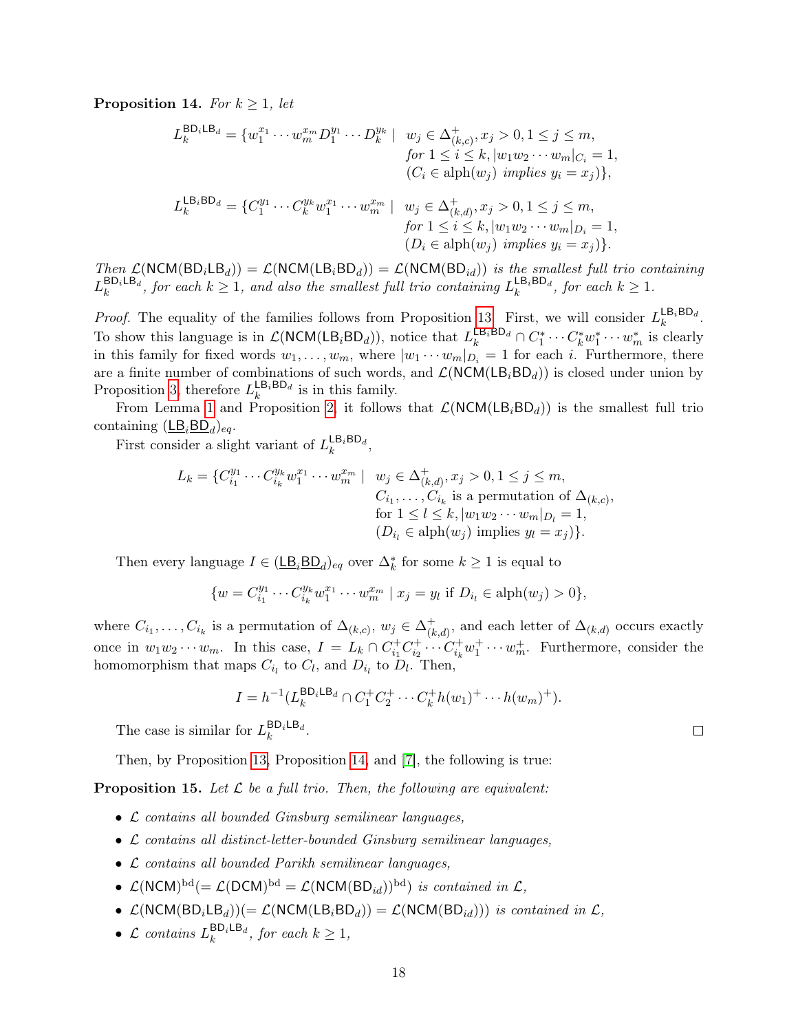**Proposition 14.** *For $k \geq 1$, let*

$$L_k^{\mathsf{BD}_i\mathsf{LB}_d} = \{w_1^{x_1} \cdots w_m^{x_m} D_1^{y_1} \cdots D_k^{y_k} \mid \begin{array}{l} w_j \in \Delta_{(k,c)}^+, x_j > 0, 1 \leq j \leq m, \\ \text{for } 1 \leq i \leq k, |w_1 w_2 \cdots w_m|_{C_i} = 1, \\ (C_i \in \text{alph}(w_j) \text{ implies } y_i = x_j)\}, \end{array}$$

$$L_k^{\mathsf{LB}_i\mathsf{BD}_d} = \{C_1^{y_1} \cdots C_k^{y_k} w_1^{x_1} \cdots w_m^{x_m} \mid \begin{array}{l} w_j \in \Delta_{(k,d)}^+, x_j > 0, 1 \leq j \leq m, \\ \text{for } 1 \leq i \leq k, |w_1 w_2 \cdots w_m|_{D_i} = 1, \\ (D_i \in \text{alph}(w_j) \text{ implies } y_i = x_j)\}. \end{array}$$

*Then $\mathcal{L}(\mathsf{NCM}(\mathsf{BD}_i\mathsf{LB}_d)) = \mathcal{L}(\mathsf{NCM}(\mathsf{LB}_i\mathsf{BD}_d)) = \mathcal{L}(\mathsf{NCM}(\mathsf{BD}_{id}))$ is the smallest full trio containing $L_k^{\mathsf{BD}_i\mathsf{LB}_d}$, for each $k \geq 1$, and also the smallest full trio containing $L_k^{\mathsf{LB}_i\mathsf{BD}_d}$, for each $k \geq 1$.*

*Proof.* The equality of the families follows from Proposition 13. First, we will consider $L_k^{\mathsf{LB}_i\mathsf{BD}_d}$. To show this language is in $\mathcal{L}(\mathsf{NCM}(\mathsf{LB}_i\mathsf{BD}_d))$, notice that $L_k^{\mathsf{LB}_i\mathsf{BD}_d} \cap C_1^* \cdots C_k^* w_1^* \cdots w_m^*$ is clearly in this family for fixed words $w_1, \ldots, w_m$, where $|w_1 \cdots w_m|_{D_i} = 1$ for each $i$. Furthermore, there are a finite number of combinations of such words, and $\mathcal{L}(\mathsf{NCM}(\mathsf{LB}_i\mathsf{BD}_d))$ is closed under union by Proposition 3, therefore $L_k^{\mathsf{LB}_i\mathsf{BD}_d}$ is in this family.

From Lemma 1 and Proposition 2, it follows that $\mathcal{L}(\mathsf{NCM}(\mathsf{LB}_i\mathsf{BD}_d))$ is the smallest full trio containing $(\underline{\mathsf{LB}}_i\underline{\mathsf{BD}}_d)_{eq}$.

First consider a slight variant of $L_k^{\mathsf{LB}_i\mathsf{BD}_d}$,

$$L_k = \{C_{i_1}^{y_1} \cdots C_{i_k}^{y_k} w_1^{x_1} \cdots w_m^{x_m} \mid \begin{array}{l} w_j \in \Delta_{(k,d)}^+, x_j > 0, 1 \leq j \leq m, \\ C_{i_1}, \ldots, C_{i_k} \text{ is a permutation of } \Delta_{(k,c)}, \\ \text{for } 1 \leq l \leq k, |w_1 w_2 \cdots w_m|_{D_l} = 1, \\ (D_{i_l} \in \text{alph}(w_j) \text{ implies } y_l = x_j)\}. \end{array}$$

Then every language $I \in (\underline{\mathsf{LB}}_i\underline{\mathsf{BD}}_d)_{eq}$ over $\Delta_k^*$ for some $k \geq 1$ is equal to

$$\{w = C_{i_1}^{y_1} \cdots C_{i_k}^{y_k} w_1^{x_1} \cdots w_m^{x_m} \mid x_j = y_l \text{ if } D_{i_l} \in \text{alph}(w_j) > 0\},$$

where $C_{i_1}, \ldots, C_{i_k}$ is a permutation of $\Delta_{(k,c)}$, $w_j \in \Delta_{(k,d)}^+$, and each letter of $\Delta_{(k,d)}$ occurs exactly once in $w_1 w_2 \cdots w_m$. In this case, $I = L_k \cap C_{i_1}^+ C_{i_2}^+ \cdots C_{i_k}^+ w_1^+ \cdots w_m^+$. Furthermore, consider the homomorphism that maps $C_{i_l}$ to $C_l$, and $D_{i_l}$ to $D_l$. Then,

$$I = h^{-1}(L_k^{\mathsf{BD}_i\mathsf{LB}_d} \cap C_1^+ C_2^+ \cdots C_k^+ h(w_1)^+ \cdots h(w_m)^+).$$

The case is similar for $L_k^{\mathsf{BD}_i\mathsf{LB}_d}$. ∎

Then, by Proposition 13, Proposition 14, and [7], the following is true:

**Proposition 15.** *Let $\mathcal{L}$ be a full trio. Then, the following are equivalent:*

- *$\mathcal{L}$ contains all bounded Ginsburg semilinear languages,*
- *$\mathcal{L}$ contains all distinct-letter-bounded Ginsburg semilinear languages,*
- *$\mathcal{L}$ contains all bounded Parikh semilinear languages,*
- *$\mathcal{L}(\mathsf{NCM})^{\text{bd}}(= \mathcal{L}(\mathsf{DCM})^{\text{bd}} = \mathcal{L}(\mathsf{NCM}(\mathsf{BD}_{id}))^{\text{bd}})$ is contained in $\mathcal{L}$,*
- *$\mathcal{L}(\mathsf{NCM}(\mathsf{BD}_i\mathsf{LB}_d))(= \mathcal{L}(\mathsf{NCM}(\mathsf{LB}_i\mathsf{BD}_d)) = \mathcal{L}(\mathsf{NCM}(\mathsf{BD}_{id})))$ is contained in $\mathcal{L}$,*
- *$\mathcal{L}$ contains $L_k^{\mathsf{BD}_i\mathsf{LB}_d}$, for each $k \geq 1$,*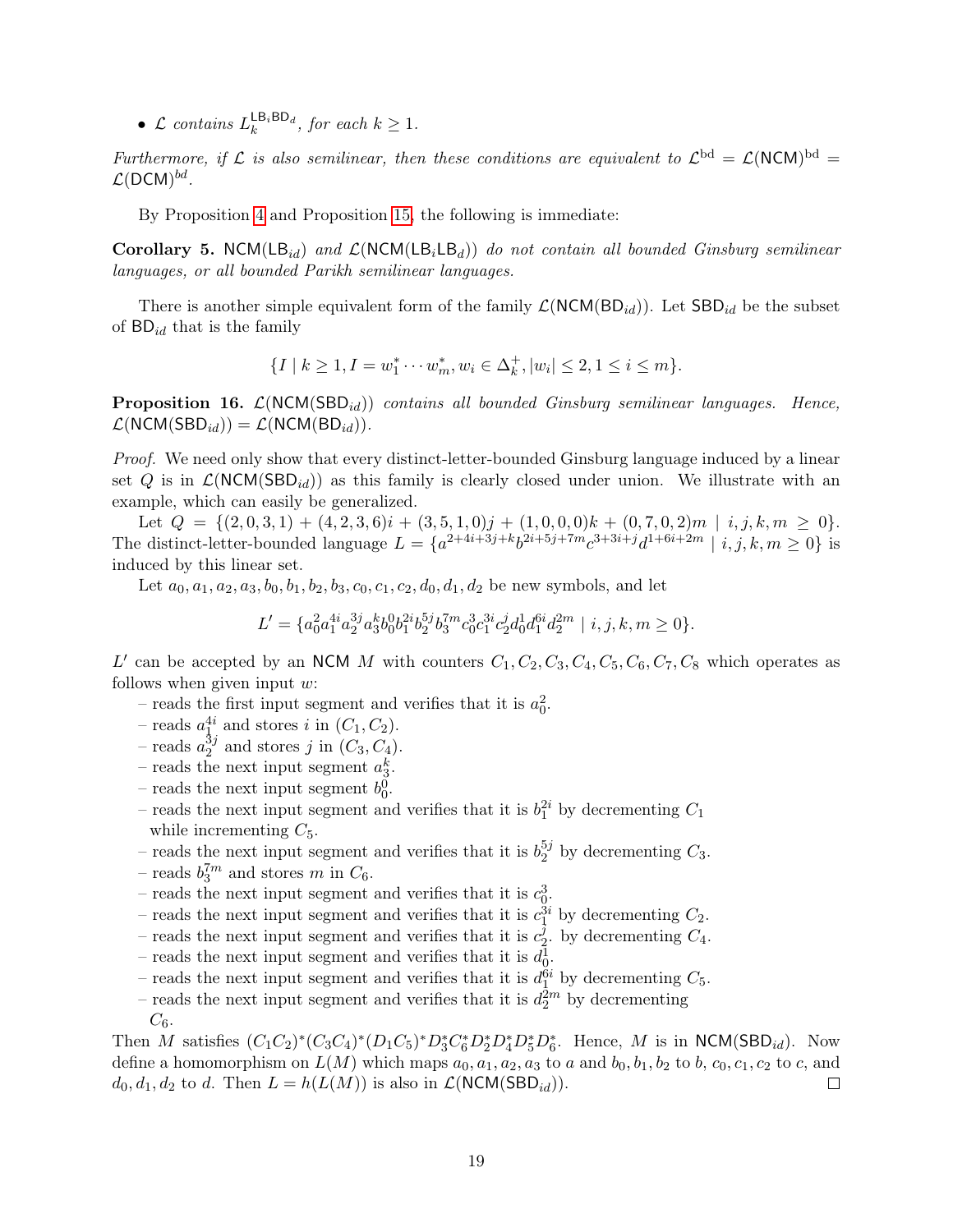- $\mathcal{L}$ *contains* $L_k^{\mathsf{LB}_i\mathsf{BD}_d}$*, for each* $k \geq 1$.

*Furthermore, if* $\mathcal{L}$ *is also semilinear, then these conditions are equivalent to* $\mathcal{L}^{\rm bd} = \mathcal{L}(\mathsf{NCM})^{\rm bd} = \mathcal{L}(\mathsf{DCM})^{bd}$.

By Proposition 4 and Proposition 15, the following is immediate:

**Corollary 5.** $\mathsf{NCM}(\mathsf{LB}_{id})$ *and* $\mathcal{L}(\mathsf{NCM}(\mathsf{LB}_i\mathsf{LB}_d))$ *do not contain all bounded Ginsburg semilinear languages, or all bounded Parikh semilinear languages.*

There is another simple equivalent form of the family $\mathcal{L}(\mathsf{NCM}(\mathsf{BD}_{id}))$. Let $\mathsf{SBD}_{id}$ be the subset of $\mathsf{BD}_{id}$ that is the family

$$\{I \mid k \geq 1, I = w_1^* \cdots w_m^*, w_i \in \Delta_k^+, |w_i| \leq 2, 1 \leq i \leq m\}.$$

**Proposition 16.** $\mathcal{L}(\mathsf{NCM}(\mathsf{SBD}_{id}))$ *contains all bounded Ginsburg semilinear languages. Hence,* $\mathcal{L}(\mathsf{NCM}(\mathsf{SBD}_{id})) = \mathcal{L}(\mathsf{NCM}(\mathsf{BD}_{id}))$.

*Proof.* We need only show that every distinct-letter-bounded Ginsburg language induced by a linear set $Q$ is in $\mathcal{L}(\mathsf{NCM}(\mathsf{SBD}_{id}))$ as this family is clearly closed under union. We illustrate with an example, which can easily be generalized.

Let $Q = \{(2,0,3,1) + (4,2,3,6)i + (3,5,1,0)j + (1,0,0,0)k + (0,7,0,2)m \mid i,j,k,m \geq 0\}$. The distinct-letter-bounded language $L = \{a^{2+4i+3j+k}b^{2i+5j+7m}c^{3+3i+j}d^{1+6i+2m} \mid i,j,k,m \geq 0\}$ is induced by this linear set.

Let $a_0, a_1, a_2, a_3, b_0, b_1, b_2, b_3, c_0, c_1, c_2, d_0, d_1, d_2$ be new symbols, and let

$$L' = \{a_0^2 a_1^{4i} a_2^{3j} a_3^k b_0^0 b_1^{2i} b_2^{5j} b_3^{7m} c_0^3 c_1^{3i} c_2^j d_0^1 d_1^{6i} d_2^{2m} \mid i,j,k,m \geq 0\}.$$

$L'$ can be accepted by an $\mathsf{NCM}$ $M$ with counters $C_1, C_2, C_3, C_4, C_5, C_6, C_7, C_8$ which operates as follows when given input $w$:

– reads the first input segment and verifies that it is $a_0^2$.
– reads $a_1^{4i}$ and stores $i$ in $(C_1, C_2)$.
– reads $a_2^{3j}$ and stores $j$ in $(C_3, C_4)$.
– reads the next input segment $a_3^k$.
– reads the next input segment $b_0^0$.
– reads the next input segment and verifies that it is $b_1^{2i}$ by decrementing $C_1$ while incrementing $C_5$.
– reads the next input segment and verifies that it is $b_2^{5j}$ by decrementing $C_3$.
– reads $b_3^{7m}$ and stores $m$ in $C_6$.
– reads the next input segment and verifies that it is $c_0^3$.
– reads the next input segment and verifies that it is $c_1^{3i}$ by decrementing $C_2$.
– reads the next input segment and verifies that it is $c_2^j$. by decrementing $C_4$.
– reads the next input segment and verifies that it is $d_0^1$.
– reads the next input segment and verifies that it is $d_1^{6i}$ by decrementing $C_5$.
– reads the next input segment and verifies that it is $d_2^{2m}$ by decrementing $C_6$.

Then $M$ satisfies $(C_1C_2)^*(C_3C_4)^*(D_1C_5)^*D_3^*C_6^*D_2^*D_4^*D_5^*D_6^*$. Hence, $M$ is in $\mathsf{NCM}(\mathsf{SBD}_{id})$. Now define a homomorphism on $L(M)$ which maps $a_0, a_1, a_2, a_3$ to $a$ and $b_0, b_1, b_2$ to $b$, $c_0, c_1, c_2$ to $c$, and $d_0, d_1, d_2$ to $d$. Then $L = h(L(M))$ is also in $\mathcal{L}(\mathsf{NCM}(\mathsf{SBD}_{id}))$. $\square$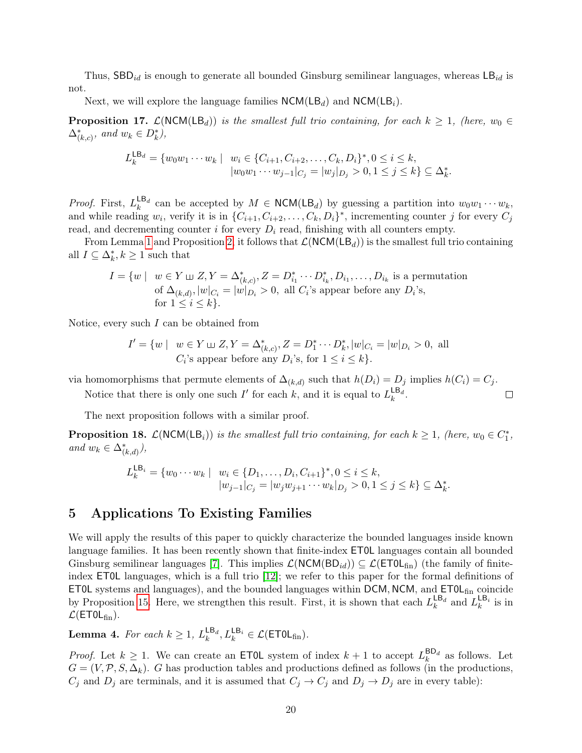Thus, $\mathsf{SBD}_{id}$ is enough to generate all bounded Ginsburg semilinear languages, whereas $\mathsf{LB}_{id}$ is not.

Next, we will explore the language families $\mathsf{NCM}(\mathsf{LB}_d)$ and $\mathsf{NCM}(\mathsf{LB}_i)$.

**Proposition 17.** *$\mathcal{L}(\mathsf{NCM}(\mathsf{LB}_d))$ is the smallest full trio containing, for each $k \geq 1$, (here, $w_0 \in \Delta^*_{(k,c)}$, and $w_k \in D^*_k$),*

$$L_k^{\mathsf{LB}_d} = \{w_0 w_1 \cdots w_k \mid \begin{array}{l} w_i \in \{C_{i+1}, C_{i+2}, \ldots, C_k, D_i\}^*, 0 \leq i \leq k, \\ |w_0 w_1 \cdots w_{j-1}|_{C_j} = |w_j|_{D_j} > 0, 1 \leq j \leq k\} \subseteq \Delta_k^*. \end{array}$$

*Proof.* First, $L_k^{\mathsf{LB}_d}$ can be accepted by $M \in \mathsf{NCM}(\mathsf{LB}_d)$ by guessing a partition into $w_0 w_1 \cdots w_k$, and while reading $w_i$, verify it is in $\{C_{i+1}, C_{i+2}, \ldots, C_k, D_i\}^*$, incrementing counter $j$ for every $C_j$ read, and decrementing counter $i$ for every $D_i$ read, finishing with all counters empty.

From Lemma 1 and Proposition 2, it follows that $\mathcal{L}(\mathsf{NCM}(\mathsf{LB}_d))$ is the smallest full trio containing all $I \subseteq \Delta_k^*, k \geq 1$ such that

$$I = \{w \mid \begin{array}{l} w \in Y \sqcup Z, Y = \Delta^*_{(k,c)}, Z = D^*_{i_1} \cdots D^*_{i_k}, D_{i_1}, \ldots, D_{i_k} \text{ is a permutation} \\ \text{of } \Delta_{(k,d)}, |w|_{C_i} = |w|_{D_i} > 0, \text{ all } C_i\text{'s appear before any } D_i\text{'s}, \\ \text{for } 1 \leq i \leq k\}. \end{array}$$

Notice, every such $I$ can be obtained from

$$I' = \{w \mid \begin{array}{l} w \in Y \sqcup Z, Y = \Delta^*_{(k,c)}, Z = D_1^* \cdots D_k^*, |w|_{C_i} = |w|_{D_i} > 0, \text{ all} \\ C_i\text{'s appear before any } D_i\text{'s, for } 1 \leq i \leq k\}. \end{array}$$

via homomorphisms that permute elements of $\Delta_{(k,d)}$ such that $h(D_i) = D_j$ implies $h(C_i) = C_j$.

Notice that there is only one such $I'$ for each $k$, and it is equal to $L_k^{\mathsf{LB}_d}$. ◻

The next proposition follows with a similar proof.

**Proposition 18.** *$\mathcal{L}(\mathsf{NCM}(\mathsf{LB}_i))$ is the smallest full trio containing, for each $k \geq 1$, (here, $w_0 \in C_1^*$, and $w_k \in \Delta^*_{(k,d)}$),*

$$L_k^{\mathsf{LB}_i} = \{w_0 \cdots w_k \mid \begin{array}{l} w_i \in \{D_1, \ldots, D_i, C_{i+1}\}^*, 0 \leq i \leq k, \\ |w_{j-1}|_{C_j} = |w_j w_{j+1} \cdots w_k|_{D_j} > 0, 1 \leq j \leq k\} \subseteq \Delta_k^*. \end{array}$$

## 5 Applications To Existing Families

We will apply the results of this paper to quickly characterize the bounded languages inside known language families. It has been recently shown that finite-index $\mathsf{ET0L}$ languages contain all bounded Ginsburg semilinear languages [7]. This implies $\mathcal{L}(\mathsf{NCM}(\mathsf{BD}_{id})) \subseteq \mathcal{L}(\mathsf{ET0L}_{\text{fin}})$ (the family of finite-index $\mathsf{ET0L}$ languages, which is a full trio [12]; we refer to this paper for the formal definitions of $\mathsf{ET0L}$ systems and languages), and the bounded languages within $\mathsf{DCM}, \mathsf{NCM}$, and $\mathsf{ET0L}_{\text{fin}}$ coincide by Proposition 15. Here, we strengthen this result. First, it is shown that each $L_k^{\mathsf{LB}_d}$ and $L_k^{\mathsf{LB}_i}$ is in $\mathcal{L}(\mathsf{ET0L}_{\text{fin}})$.

**Lemma 4.** *For each $k \geq 1$, $L_k^{\mathsf{LB}_d}, L_k^{\mathsf{LB}_i} \in \mathcal{L}(\mathsf{ET0L}_{\text{fin}})$.*

*Proof.* Let $k \geq 1$. We can create an $\mathsf{ET0L}$ system of index $k+1$ to accept $L_k^{\mathsf{BD}_d}$ as follows. Let $G = (V, \mathcal{P}, S, \Delta_k)$. $G$ has production tables and productions defined as follows (in the productions, $C_j$ and $D_j$ are terminals, and it is assumed that $C_j \to C_j$ and $D_j \to D_j$ are in every table):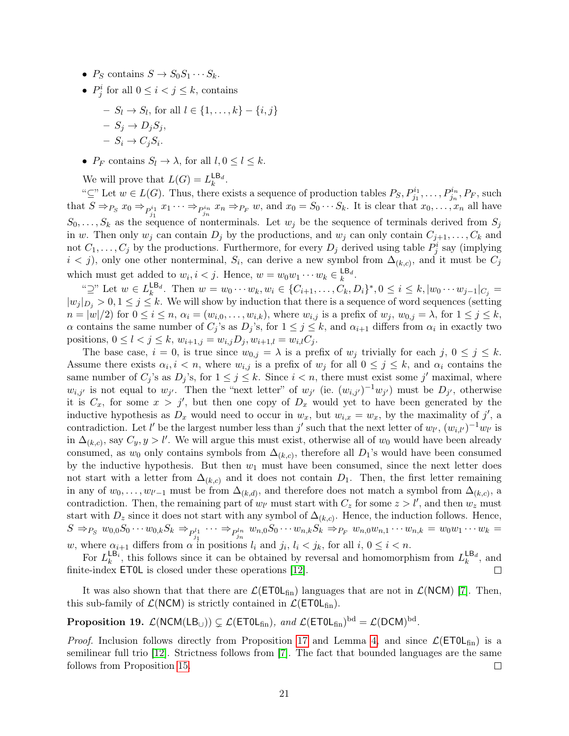- $P_S$ contains $S \to S_0 S_1 \cdots S_k$.
- $P^i_j$ for all $0 \le i < j \le k$, contains
  - $S_l \to S_l$, for all $l \in \{1, \ldots, k\} - \{i, j\}$
  - $S_j \to D_j S_j$,
  - $S_i \to C_j S_i$.
- $P_F$ contains $S_l \to \lambda$, for all $l, 0 \le l \le k$.

We will prove that $L(G) = L_k^{\mathsf{LB}_d}$.

"$\subseteq$" Let $w \in L(G)$. Thus, there exists a sequence of production tables $P_S, P^{i_1}_{j_1}, \ldots, P^{i_n}_{j_n}, P_F$, such that $S \Rightarrow_{P_S} x_0 \Rightarrow_{P^{i_1}_{j_1}} x_1 \cdots \Rightarrow_{P^{i_n}_{j_n}} x_n \Rightarrow_{P_F} w$, and $x_0 = S_0 \cdots S_k$. It is clear that $x_0, \ldots, x_n$ all have $S_0, \ldots, S_k$ as the sequence of nonterminals. Let $w_j$ be the sequence of terminals derived from $S_j$ in $w$. Then only $w_j$ can contain $D_j$ by the productions, and $w_j$ can only contain $C_{j+1}, \ldots, C_k$ and not $C_1, \ldots, C_j$ by the productions. Furthermore, for every $D_j$ derived using table $P^i_j$ say (implying $i < j$), only one other nonterminal, $S_i$, can derive a new symbol from $\Delta_{(k,c)}$, and it must be $C_j$ which must get added to $w_i, i < j$. Hence, $w = w_0 w_1 \cdots w_k \in {}_k^{\mathsf{LB}_d}$.

"$\supseteq$" Let $w \in L_k^{\mathsf{LB}_d}$. Then $w = w_0 \cdots w_k, w_i \in \{C_{i+1}, \ldots, C_k, D_i\}^*, 0 \le i \le k, |w_0 \cdots w_{j-1}|_{C_j} = |w_j|_{D_j} > 0, 1 \le j \le k$. We will show by induction that there is a sequence of word sequences (setting $n = |w|/2$) for $0 \le i \le n$, $\alpha_i = (w_{i,0}, \ldots, w_{i,k})$, where $w_{i,j}$ is a prefix of $w_j$, $w_{0,j} = \lambda$, for $1 \le j \le k$, $\alpha$ contains the same number of $C_j$'s as $D_j$'s, for $1 \le j \le k$, and $\alpha_{i+1}$ differs from $\alpha_i$ in exactly two positions, $0 \le l < j \le k$, $w_{i+1,j} = w_{i,j} D_j, w_{i+1,l} = w_{i,l} C_j$.

The base case, $i = 0$, is true since $w_{0,j} = \lambda$ is a prefix of $w_j$ trivially for each $j$, $0 \le j \le k$. Assume there exists $\alpha_i, i < n$, where $w_{i,j}$ is a prefix of $w_j$ for all $0 \le j \le k$, and $\alpha_i$ contains the same number of $C_j$'s as $D_j$'s, for $1 \le j \le k$. Since $i < n$, there must exist some $j'$ maximal, where $w_{i,j'}$ is not equal to $w_{j'}$. Then the "next letter" of $w_{j'}$ (ie. $(w_{i,j'})^{-1} w_{j'}$) must be $D_{j'}$, otherwise it is $C_x$, for some $x > j'$, but then one copy of $D_x$ would yet to have been generated by the inductive hypothesis as $D_x$ would need to occur in $w_x$, but $w_{i,x} = w_x$, by the maximality of $j'$, a contradiction. Let $l'$ be the largest number less than $j'$ such that the next letter of $w_{l'}$, $(w_{i,l'})^{-1} w_{l'}$ is in $\Delta_{(k,c)}$, say $C_y, y > l'$. We will argue this must exist, otherwise all of $w_0$ would have been already consumed, as $w_0$ only contains symbols from $\Delta_{(k,c)}$, therefore all $D_1$'s would have been consumed by the inductive hypothesis. But then $w_1$ must have been consumed, since the next letter does not start with a letter from $\Delta_{(k,c)}$ and it does not contain $D_1$. Then, the first letter remaining in any of $w_0, \ldots, w_{l'-1}$ must be from $\Delta_{(k,d)}$, and therefore does not match a symbol from $\Delta_{(k,c)}$, a contradiction. Then, the remaining part of $w_{l'}$ must start with $C_z$ for some $z > l'$, and then $w_z$ must start with $D_z$ since it does not start with any symbol of $\Delta_{(k,c)}$. Hence, the induction follows. Hence, $S \Rightarrow_{P_S} w_{0,0} S_0 \cdots w_{0,k} S_k \Rightarrow_{P^{l_1}_{j_1}} \cdots \Rightarrow_{P^{l_n}_{j_n}} w_{n,0} S_0 \cdots w_{n,k} S_k \Rightarrow_{P_F} w_{n,0} w_{n,1} \cdots w_{n,k} = w_0 w_1 \cdots w_k = w$, where $\alpha_{i+1}$ differs from $\alpha$ in positions $l_i$ and $j_i$, $l_i < j_k$, for all $i$, $0 \le i < n$.

For $L_k^{\mathsf{LB}_i}$, this follows since it can be obtained by reversal and homomorphism from $L_k^{\mathsf{LB}_d}$, and finite-index $\mathsf{ET0L}$ is closed under these operations [12]. ◻

It was also shown that that there are $\mathcal{L}(\mathsf{ET0L}_{\text{fin}})$ languages that are not in $\mathcal{L}(\mathsf{NCM})$ [7]. Then, this sub-family of $\mathcal{L}(\mathsf{NCM})$ is strictly contained in $\mathcal{L}(\mathsf{ET0L}_{\text{fin}})$.

**Proposition 19.** *$\mathcal{L}(\mathsf{NCM}(\mathsf{LB}_\cup)) \subsetneq \mathcal{L}(\mathsf{ET0L}_{\text{fin}})$, and $\mathcal{L}(\mathsf{ET0L}_{\text{fin}})^{\text{bd}} = \mathcal{L}(\mathsf{DCM})^{\text{bd}}$.*

*Proof.* Inclusion follows directly from Proposition 17 and Lemma 4, and since $\mathcal{L}(\mathsf{ET0L}_{\text{fin}})$ is a semilinear full trio [12]. Strictness follows from [7]. The fact that bounded languages are the same follows from Proposition 15. ◻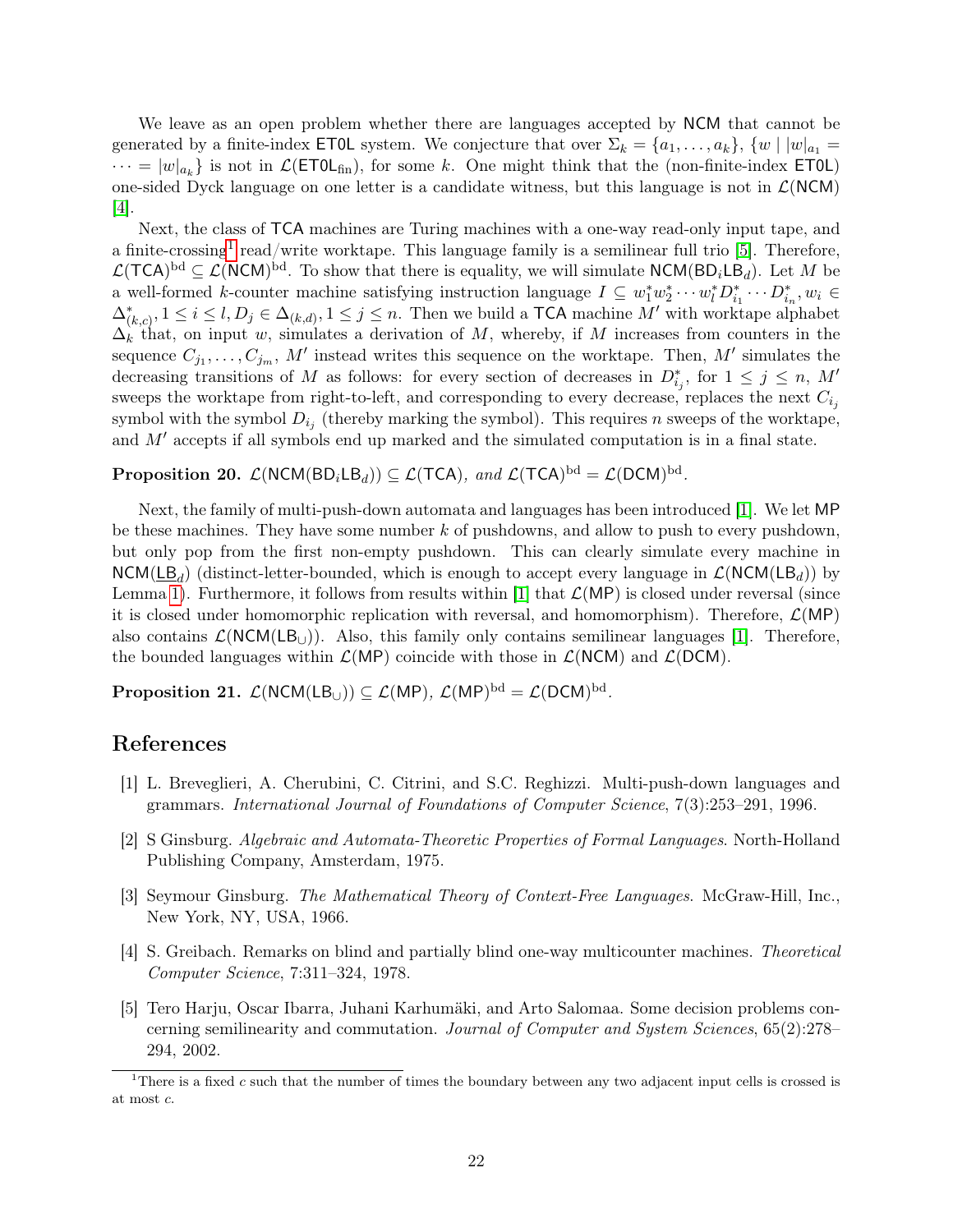We leave as an open problem whether there are languages accepted by $\mathsf{NCM}$ that cannot be generated by a finite-index $\mathsf{ET0L}$ system. We conjecture that over $\Sigma_k = \{a_1, \ldots, a_k\}$, $\{w \mid |w|_{a_1} = \cdots = |w|_{a_k}\}$ is not in $\mathcal{L}(\mathsf{ET0L}_{\text{fin}})$, for some $k$. One might think that the (non-finite-index $\mathsf{ET0L}$) one-sided Dyck language on one letter is a candidate witness, but this language is not in $\mathcal{L}(\mathsf{NCM})$ [4].

Next, the class of $\mathsf{TCA}$ machines are Turing machines with a one-way read-only input tape, and a finite-crossing[1] read/write worktape. This language family is a semilinear full trio [5]. Therefore, $\mathcal{L}(\mathsf{TCA})^{\text{bd}} \subseteq \mathcal{L}(\mathsf{NCM})^{\text{bd}}$. To show that there is equality, we will simulate $\mathsf{NCM}(\mathsf{BD}_i\mathsf{LB}_d)$. Let $M$ be a well-formed $k$-counter machine satisfying instruction language $I \subseteq w_1^* w_2^* \cdots w_l^* D_{i_1}^* \cdots D_{i_n}^*, w_i \in \Delta_{(k,c)}^*, 1 \leq i \leq l, D_j \in \Delta_{(k,d)}, 1 \leq j \leq n$. Then we build a $\mathsf{TCA}$ machine $M'$ with worktape alphabet $\Delta_k$ that, on input $w$, simulates a derivation of $M$, whereby, if $M$ increases from counters in the sequence $C_{j_1}, \ldots, C_{j_m}$, $M'$ instead writes this sequence on the worktape. Then, $M'$ simulates the decreasing transitions of $M$ as follows: for every section of decreases in $D_{i_j}^*$, for $1 \leq j \leq n$, $M'$ sweeps the worktape from right-to-left, and corresponding to every decrease, replaces the next $C_{i_j}$ symbol with the symbol $D_{i_j}$ (thereby marking the symbol). This requires $n$ sweeps of the worktape, and $M'$ accepts if all symbols end up marked and the simulated computation is in a final state.

**Proposition 20.** *$\mathcal{L}(\mathsf{NCM}(\mathsf{BD}_i\mathsf{LB}_d)) \subseteq \mathcal{L}(\mathsf{TCA})$, and $\mathcal{L}(\mathsf{TCA})^{\text{bd}} = \mathcal{L}(\mathsf{DCM})^{\text{bd}}$.*

Next, the family of multi-push-down automata and languages has been introduced [1]. We let $\mathsf{MP}$ be these machines. They have some number $k$ of pushdowns, and allow to push to every pushdown, but only pop from the first non-empty pushdown. This can clearly simulate every machine in $\mathsf{NCM}(\underline{\mathsf{LB}}_d)$ (distinct-letter-bounded, which is enough to accept every language in $\mathcal{L}(\mathsf{NCM}(\mathsf{LB}_d))$ by Lemma 1). Furthermore, it follows from results within [1] that $\mathcal{L}(\mathsf{MP})$ is closed under reversal (since it is closed under homomorphic replication with reversal, and homomorphism). Therefore, $\mathcal{L}(\mathsf{MP})$ also contains $\mathcal{L}(\mathsf{NCM}(\mathsf{LB}_\cup))$. Also, this family only contains semilinear languages [1]. Therefore, the bounded languages within $\mathcal{L}(\mathsf{MP})$ coincide with those in $\mathcal{L}(\mathsf{NCM})$ and $\mathcal{L}(\mathsf{DCM})$.

**Proposition 21.** *$\mathcal{L}(\mathsf{NCM}(\mathsf{LB}_\cup)) \subseteq \mathcal{L}(\mathsf{MP})$, $\mathcal{L}(\mathsf{MP})^{\text{bd}} = \mathcal{L}(\mathsf{DCM})^{\text{bd}}$.*

# References

[1] L. Breveglieri, A. Cherubini, C. Citrini, and S.C. Reghizzi. Multi-push-down languages and grammars. *International Journal of Foundations of Computer Science*, 7(3):253–291, 1996.

[2] S Ginsburg. *Algebraic and Automata-Theoretic Properties of Formal Languages*. North-Holland Publishing Company, Amsterdam, 1975.

[3] Seymour Ginsburg. *The Mathematical Theory of Context-Free Languages*. McGraw-Hill, Inc., New York, NY, USA, 1966.

[4] S. Greibach. Remarks on blind and partially blind one-way multicounter machines. *Theoretical Computer Science*, 7:311–324, 1978.

[5] Tero Harju, Oscar Ibarra, Juhani Karhumäki, and Arto Salomaa. Some decision problems concerning semilinearity and commutation. *Journal of Computer and System Sciences*, 65(2):278–294, 2002.

[1] There is a fixed $c$ such that the number of times the boundary between any two adjacent input cells is crossed is at most $c$.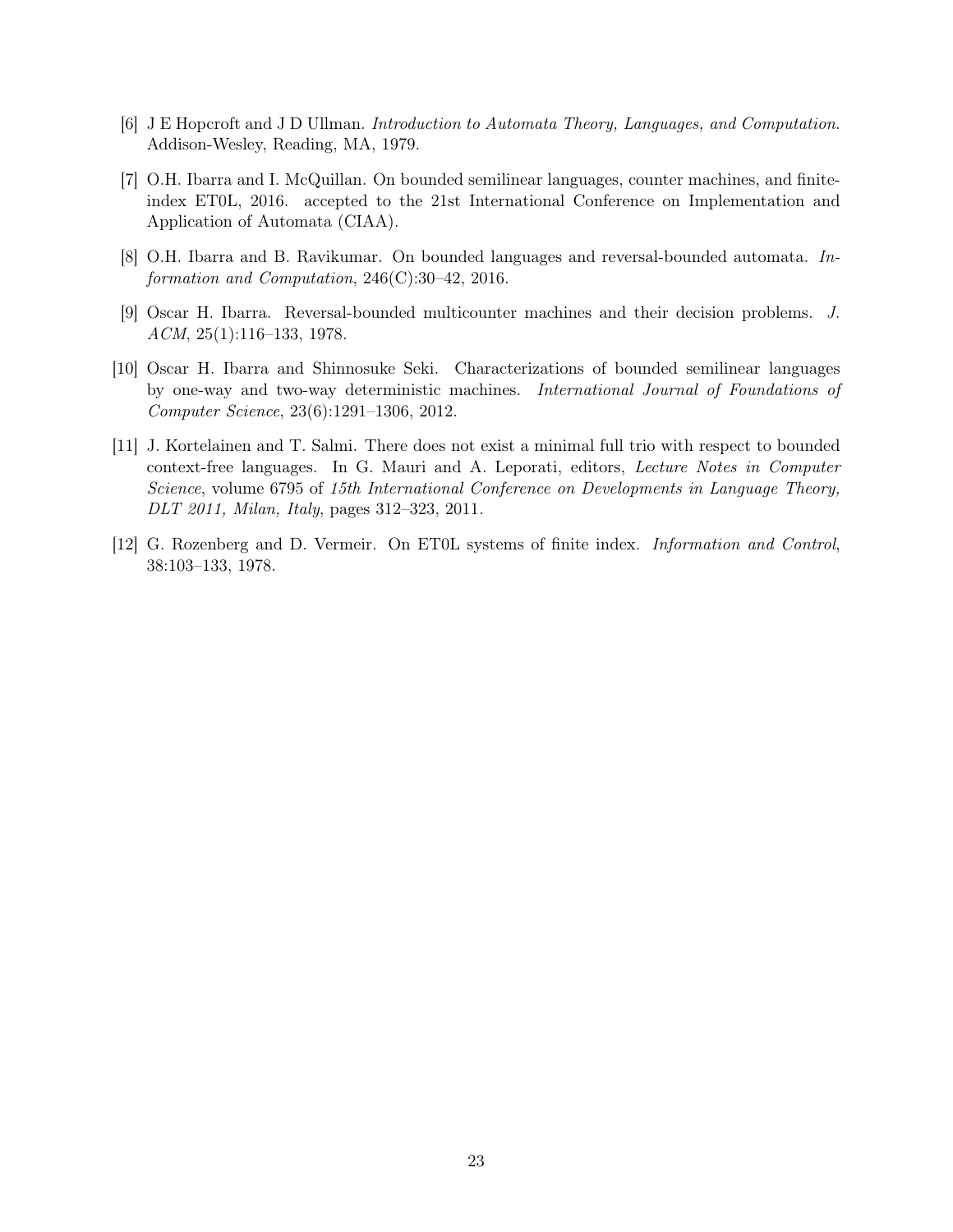[6] J E Hopcroft and J D Ullman. *Introduction to Automata Theory, Languages, and Computation*. Addison-Wesley, Reading, MA, 1979.

[7] O.H. Ibarra and I. McQuillan. On bounded semilinear languages, counter machines, and finite-index ET0L, 2016. accepted to the 21st International Conference on Implementation and Application of Automata (CIAA).

[8] O.H. Ibarra and B. Ravikumar. On bounded languages and reversal-bounded automata. *Information and Computation*, 246(C):30–42, 2016.

[9] Oscar H. Ibarra. Reversal-bounded multicounter machines and their decision problems. *J. ACM*, 25(1):116–133, 1978.

[10] Oscar H. Ibarra and Shinnosuke Seki. Characterizations of bounded semilinear languages by one-way and two-way deterministic machines. *International Journal of Foundations of Computer Science*, 23(6):1291–1306, 2012.

[11] J. Kortelainen and T. Salmi. There does not exist a minimal full trio with respect to bounded context-free languages. In G. Mauri and A. Leporati, editors, *Lecture Notes in Computer Science*, volume 6795 of *15th International Conference on Developments in Language Theory, DLT 2011, Milan, Italy*, pages 312–323, 2011.

[12] G. Rozenberg and D. Vermeir. On ET0L systems of finite index. *Information and Control*, 38:103–133, 1978.